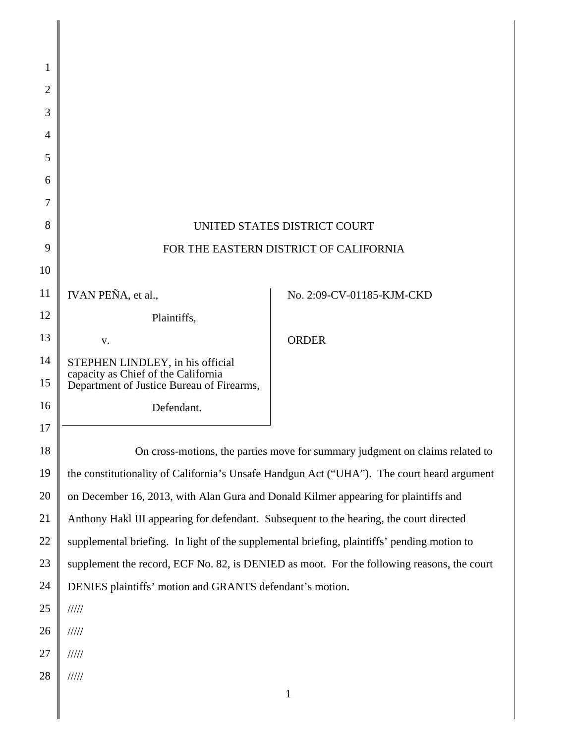UNITED STATES DISTRICT COURT

FOR THE EASTERN DISTRICT OF CALIFORNIA

| | |
|---|---|
| IVAN PEÑA, et al., Plaintiffs, v. STEPHEN LINDLEY, in his official capacity as Chief of the California Department of Justice Bureau of Firearms, Defendant. | No. 2:09-CV-01185-KJM-CKD ORDER |

On cross-motions, the parties move for summary judgment on claims related to the constitutionality of California's Unsafe Handgun Act ("UHA"). The court heard argument on December 16, 2013, with Alan Gura and Donald Kilmer appearing for plaintiffs and Anthony Hakl III appearing for defendant. Subsequent to the hearing, the court directed supplemental briefing. In light of the supplemental briefing, plaintiffs' pending motion to supplement the record, ECF No. 82, is DENIED as moot. For the following reasons, the court DENIES plaintiffs' motion and GRANTS defendant's motion.

/////

/////

/////

/////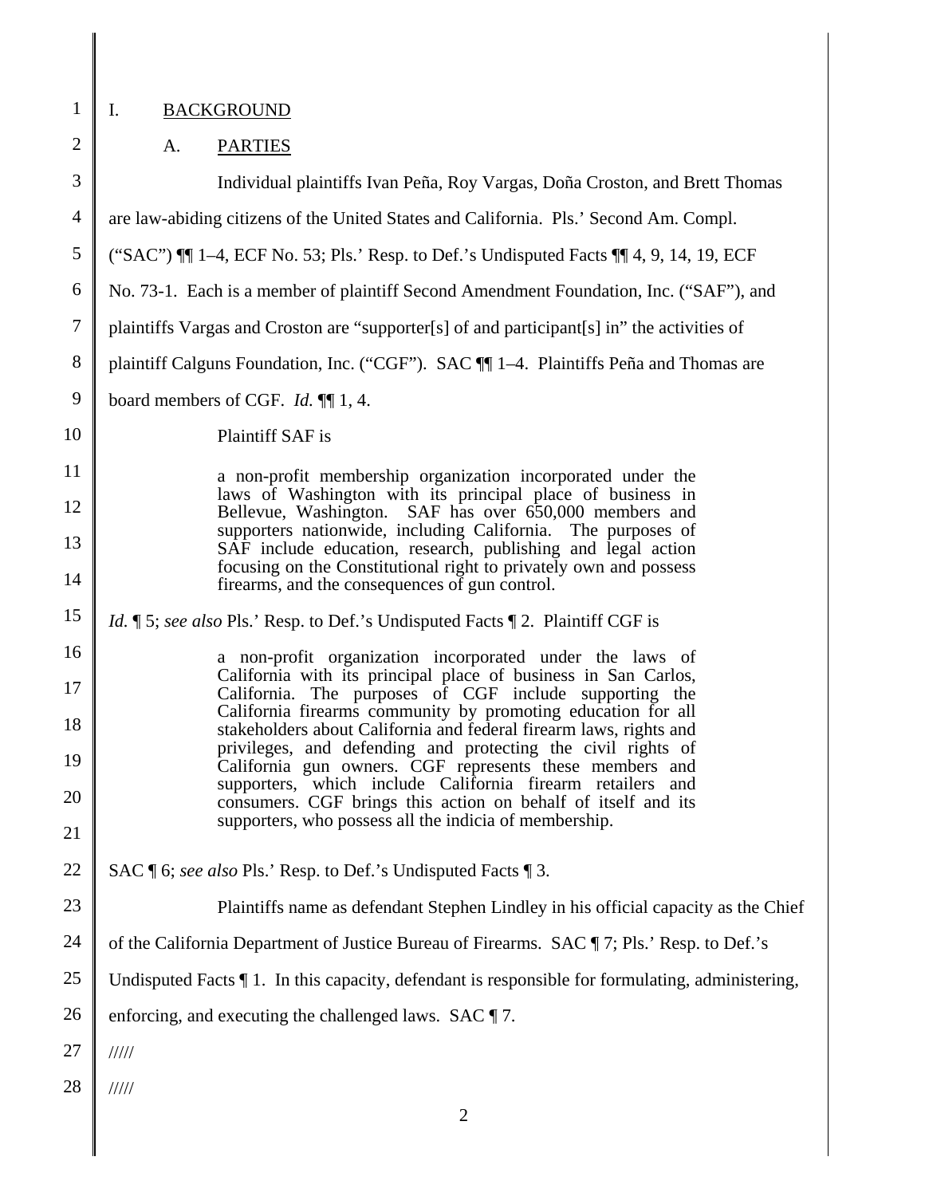# I. BACKGROUND

## A. PARTIES

Individual plaintiffs Ivan Peña, Roy Vargas, Doña Croston, and Brett Thomas are law-abiding citizens of the United States and California. Pls.' Second Am. Compl. ("SAC") ¶¶ 1–4, ECF No. 53; Pls.' Resp. to Def.'s Undisputed Facts ¶¶ 4, 9, 14, 19, ECF No. 73-1. Each is a member of plaintiff Second Amendment Foundation, Inc. ("SAF"), and plaintiffs Vargas and Croston are "supporter[s] of and participant[s] in" the activities of plaintiff Calguns Foundation, Inc. ("CGF"). SAC ¶¶ 1–4. Plaintiffs Peña and Thomas are board members of CGF. *Id.* ¶¶ 1, 4.

Plaintiff SAF is

> a non-profit membership organization incorporated under the laws of Washington with its principal place of business in Bellevue, Washington. SAF has over 650,000 members and supporters nationwide, including California. The purposes of SAF include education, research, publishing and legal action focusing on the Constitutional right to privately own and possess firearms, and the consequences of gun control.

*Id.* ¶ 5; *see also* Pls.' Resp. to Def.'s Undisputed Facts ¶ 2. Plaintiff CGF is

> a non-profit organization incorporated under the laws of California with its principal place of business in San Carlos, California. The purposes of CGF include supporting the California firearms community by promoting education for all stakeholders about California and federal firearm laws, rights and privileges, and defending and protecting the civil rights of California gun owners. CGF represents these members and supporters, which include California firearm retailers and consumers. CGF brings this action on behalf of itself and its supporters, who possess all the indicia of membership.

SAC ¶ 6; *see also* Pls.' Resp. to Def.'s Undisputed Facts ¶ 3.

Plaintiffs name as defendant Stephen Lindley in his official capacity as the Chief of the California Department of Justice Bureau of Firearms. SAC ¶ 7; Pls.' Resp. to Def.'s Undisputed Facts ¶ 1. In this capacity, defendant is responsible for formulating, administering, enforcing, and executing the challenged laws. SAC ¶ 7.

/////

/////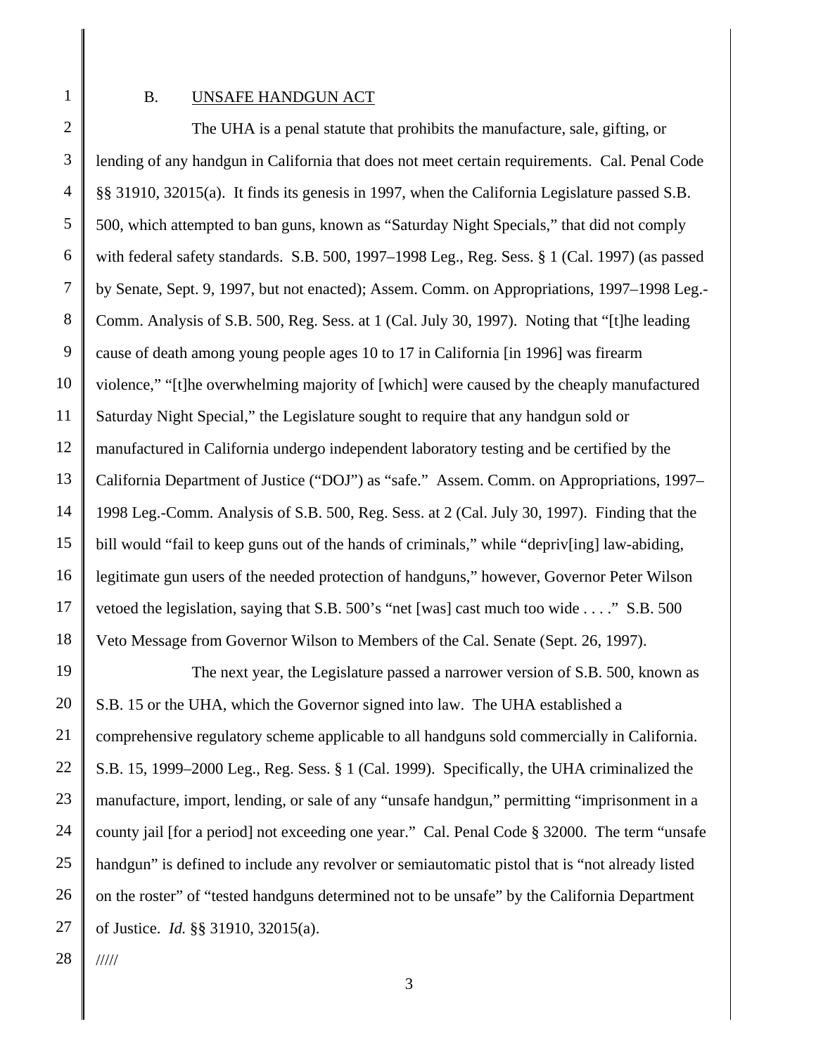### B. UNSAFE HANDGUN ACT

The UHA is a penal statute that prohibits the manufacture, sale, gifting, or lending of any handgun in California that does not meet certain requirements. Cal. Penal Code §§ 31910, 32015(a). It finds its genesis in 1997, when the California Legislature passed S.B. 500, which attempted to ban guns, known as "Saturday Night Specials," that did not comply with federal safety standards. S.B. 500, 1997–1998 Leg., Reg. Sess. § 1 (Cal. 1997) (as passed by Senate, Sept. 9, 1997, but not enacted); Assem. Comm. on Appropriations, 1997–1998 Leg.-Comm. Analysis of S.B. 500, Reg. Sess. at 1 (Cal. July 30, 1997). Noting that "[t]he leading cause of death among young people ages 10 to 17 in California [in 1996] was firearm violence," "[t]he overwhelming majority of [which] were caused by the cheaply manufactured Saturday Night Special," the Legislature sought to require that any handgun sold or manufactured in California undergo independent laboratory testing and be certified by the California Department of Justice ("DOJ") as "safe." Assem. Comm. on Appropriations, 1997–1998 Leg.-Comm. Analysis of S.B. 500, Reg. Sess. at 2 (Cal. July 30, 1997). Finding that the bill would "fail to keep guns out of the hands of criminals," while "depriv[ing] law-abiding, legitimate gun users of the needed protection of handguns," however, Governor Peter Wilson vetoed the legislation, saying that S.B. 500's "net [was] cast much too wide . . . ." S.B. 500 Veto Message from Governor Wilson to Members of the Cal. Senate (Sept. 26, 1997).

The next year, the Legislature passed a narrower version of S.B. 500, known as S.B. 15 or the UHA, which the Governor signed into law. The UHA established a comprehensive regulatory scheme applicable to all handguns sold commercially in California. S.B. 15, 1999–2000 Leg., Reg. Sess. § 1 (Cal. 1999). Specifically, the UHA criminalized the manufacture, import, lending, or sale of any "unsafe handgun," permitting "imprisonment in a county jail [for a period] not exceeding one year." Cal. Penal Code § 32000. The term "unsafe handgun" is defined to include any revolver or semiautomatic pistol that is "not already listed on the roster" of "tested handguns determined not to be unsafe" by the California Department of Justice. *Id.* §§ 31910, 32015(a).

/////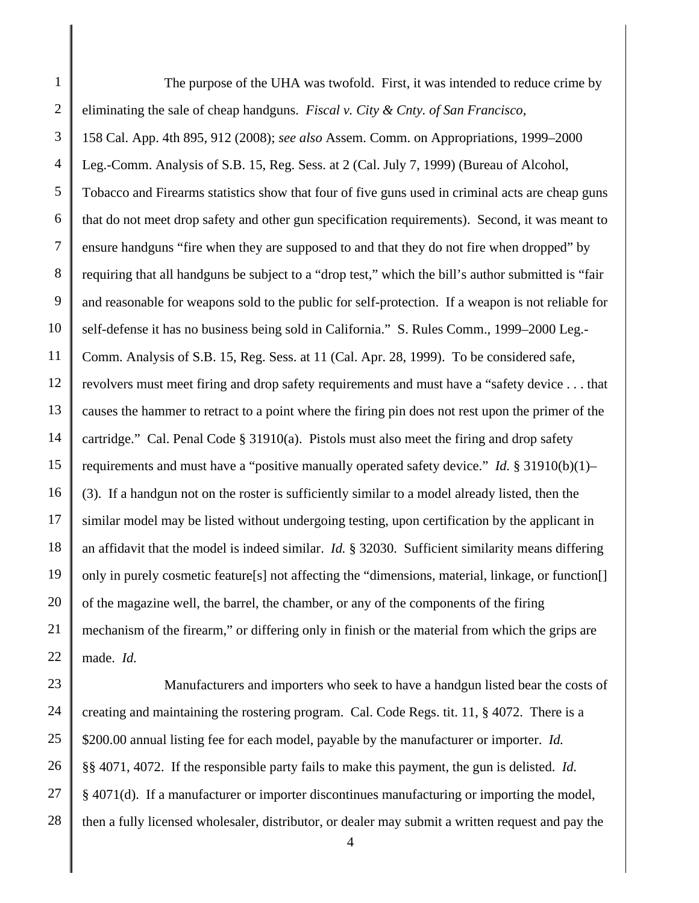The purpose of the UHA was twofold. First, it was intended to reduce crime by eliminating the sale of cheap handguns. *Fiscal v. City & Cnty. of San Francisco*, 158 Cal. App. 4th 895, 912 (2008); *see also* Assem. Comm. on Appropriations, 1999–2000 Leg.-Comm. Analysis of S.B. 15, Reg. Sess. at 2 (Cal. July 7, 1999) (Bureau of Alcohol, Tobacco and Firearms statistics show that four of five guns used in criminal acts are cheap guns that do not meet drop safety and other gun specification requirements). Second, it was meant to ensure handguns "fire when they are supposed to and that they do not fire when dropped" by requiring that all handguns be subject to a "drop test," which the bill's author submitted is "fair and reasonable for weapons sold to the public for self-protection. If a weapon is not reliable for self-defense it has no business being sold in California." S. Rules Comm., 1999–2000 Leg.-Comm. Analysis of S.B. 15, Reg. Sess. at 11 (Cal. Apr. 28, 1999). To be considered safe, revolvers must meet firing and drop safety requirements and must have a "safety device . . . that causes the hammer to retract to a point where the firing pin does not rest upon the primer of the cartridge." Cal. Penal Code § 31910(a). Pistols must also meet the firing and drop safety requirements and must have a "positive manually operated safety device." *Id.* § 31910(b)(1)–(3). If a handgun not on the roster is sufficiently similar to a model already listed, then the similar model may be listed without undergoing testing, upon certification by the applicant in an affidavit that the model is indeed similar. *Id.* § 32030. Sufficient similarity means differing only in purely cosmetic feature[s] not affecting the "dimensions, material, linkage, or function[] of the magazine well, the barrel, the chamber, or any of the components of the firing mechanism of the firearm," or differing only in finish or the material from which the grips are made. *Id.*

Manufacturers and importers who seek to have a handgun listed bear the costs of creating and maintaining the rostering program. Cal. Code Regs. tit. 11, § 4072. There is a $200.00 annual listing fee for each model, payable by the manufacturer or importer. *Id.* §§ 4071, 4072. If the responsible party fails to make this payment, the gun is delisted. *Id.* § 4071(d). If a manufacturer or importer discontinues manufacturing or importing the model, then a fully licensed wholesaler, distributor, or dealer may submit a written request and pay the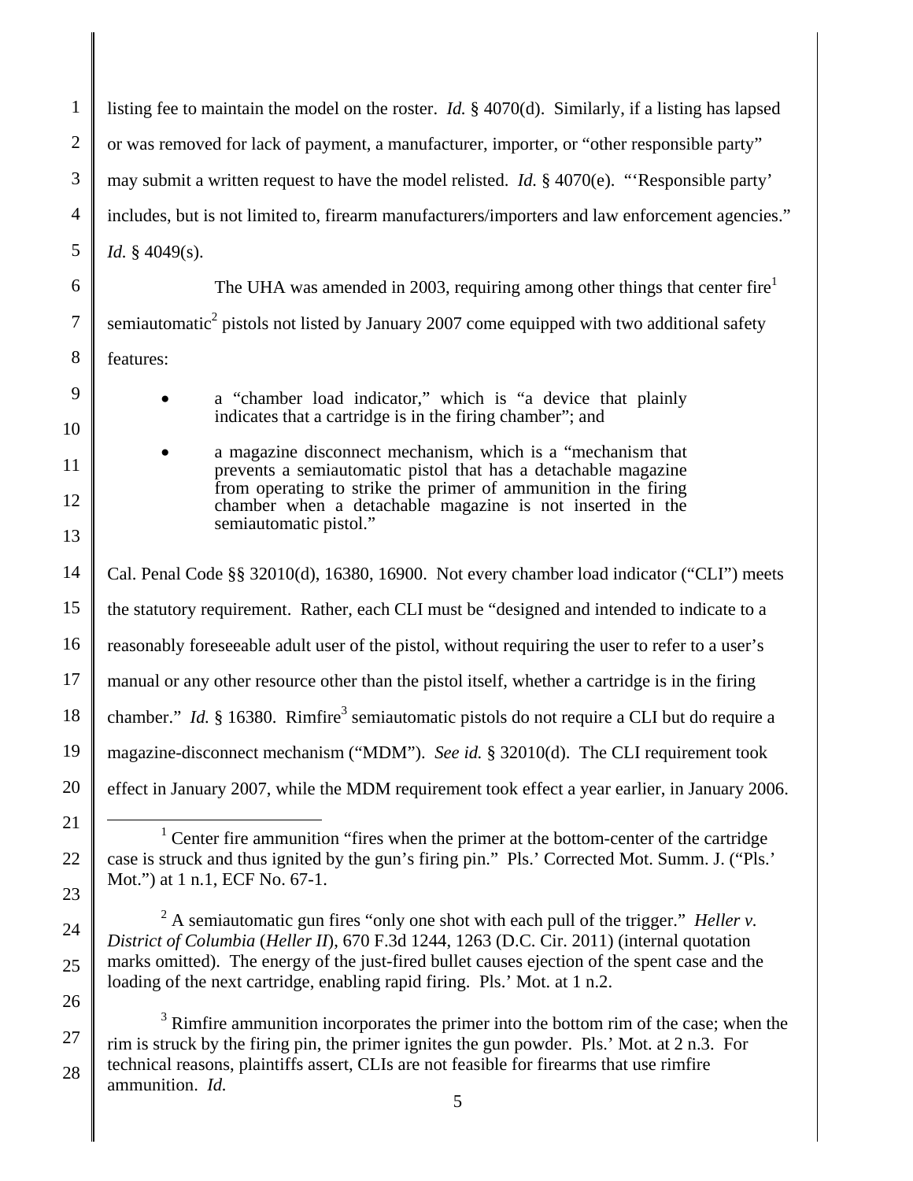listing fee to maintain the model on the roster. *Id.* § 4070(d). Similarly, if a listing has lapsed or was removed for lack of payment, a manufacturer, importer, or "other responsible party" may submit a written request to have the model relisted. *Id.* § 4070(e). "'Responsible party' includes, but is not limited to, firearm manufacturers/importers and law enforcement agencies." *Id.* § 4049(s).

The UHA was amended in 2003, requiring among other things that center fire[1] semiautomatic[2] pistols not listed by January 2007 come equipped with two additional safety features:

- a "chamber load indicator," which is "a device that plainly indicates that a cartridge is in the firing chamber"; and
- a magazine disconnect mechanism, which is a "mechanism that prevents a semiautomatic pistol that has a detachable magazine from operating to strike the primer of ammunition in the firing chamber when a detachable magazine is not inserted in the semiautomatic pistol."

Cal. Penal Code §§ 32010(d), 16380, 16900. Not every chamber load indicator ("CLI") meets the statutory requirement. Rather, each CLI must be "designed and intended to indicate to a reasonably foreseeable adult user of the pistol, without requiring the user to refer to a user's manual or any other resource other than the pistol itself, whether a cartridge is in the firing chamber." *Id.* § 16380. Rimfire[3] semiautomatic pistols do not require a CLI but do require a magazine-disconnect mechanism ("MDM"). *See id.* § 32010(d). The CLI requirement took effect in January 2007, while the MDM requirement took effect a year earlier, in January 2006.

---

[1] Center fire ammunition "fires when the primer at the bottom-center of the cartridge case is struck and thus ignited by the gun's firing pin." Pls.' Corrected Mot. Summ. J. ("Pls.' Mot.") at 1 n.1, ECF No. 67-1.

[2] A semiautomatic gun fires "only one shot with each pull of the trigger." *Heller v. District of Columbia* (*Heller II*), 670 F.3d 1244, 1263 (D.C. Cir. 2011) (internal quotation marks omitted). The energy of the just-fired bullet causes ejection of the spent case and the loading of the next cartridge, enabling rapid firing. Pls.' Mot. at 1 n.2.

[3] Rimfire ammunition incorporates the primer into the bottom rim of the case; when the rim is struck by the firing pin, the primer ignites the gun powder. Pls.' Mot. at 2 n.3. For technical reasons, plaintiffs assert, CLIs are not feasible for firearms that use rimfire ammunition. *Id.*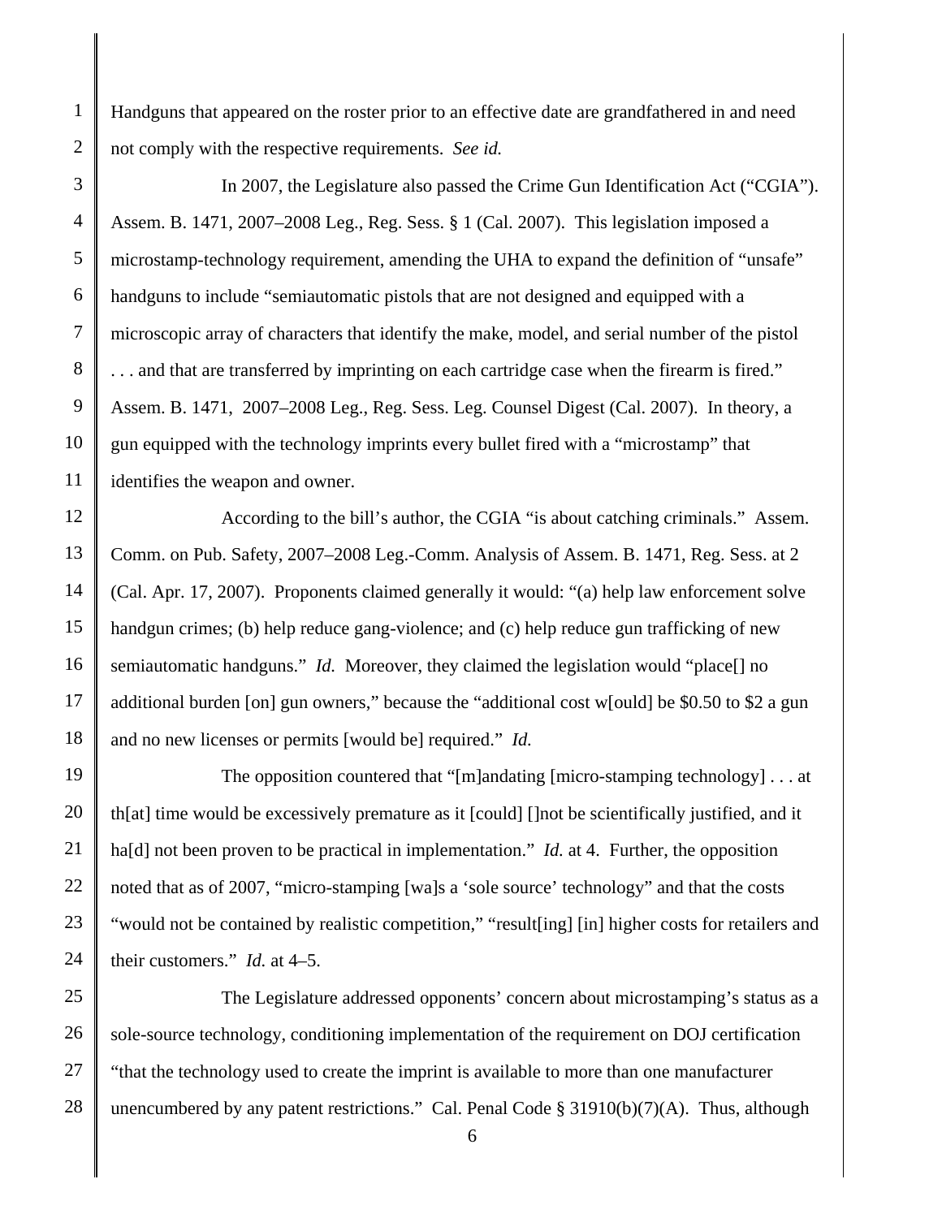Handguns that appeared on the roster prior to an effective date are grandfathered in and need not comply with the respective requirements. *See id.*

In 2007, the Legislature also passed the Crime Gun Identification Act ("CGIA"). Assem. B. 1471, 2007–2008 Leg., Reg. Sess. § 1 (Cal. 2007). This legislation imposed a microstamp-technology requirement, amending the UHA to expand the definition of "unsafe" handguns to include "semiautomatic pistols that are not designed and equipped with a microscopic array of characters that identify the make, model, and serial number of the pistol . . . and that are transferred by imprinting on each cartridge case when the firearm is fired." Assem. B. 1471, 2007–2008 Leg., Reg. Sess. Leg. Counsel Digest (Cal. 2007). In theory, a gun equipped with the technology imprints every bullet fired with a "microstamp" that identifies the weapon and owner.

According to the bill's author, the CGIA "is about catching criminals." Assem. Comm. on Pub. Safety, 2007–2008 Leg.-Comm. Analysis of Assem. B. 1471, Reg. Sess. at 2 (Cal. Apr. 17, 2007). Proponents claimed generally it would: "(a) help law enforcement solve handgun crimes; (b) help reduce gang-violence; and (c) help reduce gun trafficking of new semiautomatic handguns." *Id.* Moreover, they claimed the legislation would "place[] no additional burden [on] gun owners," because the "additional cost w[ould] be $0.50 to $2 a gun and no new licenses or permits [would be] required." *Id.*

The opposition countered that "[m]andating [micro-stamping technology] . . . at th[at] time would be excessively premature as it [could] []not be scientifically justified, and it ha[d] not been proven to be practical in implementation." *Id.* at 4. Further, the opposition noted that as of 2007, "micro-stamping [wa]s a 'sole source' technology" and that the costs "would not be contained by realistic competition," "result[ing] [in] higher costs for retailers and their customers." *Id.* at 4–5.

The Legislature addressed opponents' concern about microstamping's status as a sole-source technology, conditioning implementation of the requirement on DOJ certification "that the technology used to create the imprint is available to more than one manufacturer unencumbered by any patent restrictions." Cal. Penal Code § 31910(b)(7)(A). Thus, although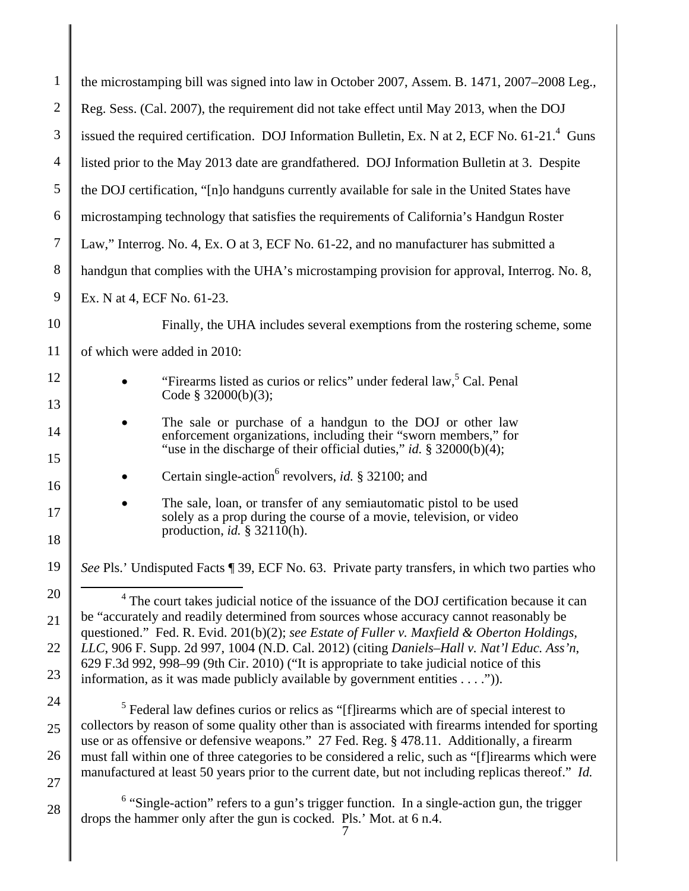the microstamping bill was signed into law in October 2007, Assem. B. 1471, 2007–2008 Leg., Reg. Sess. (Cal. 2007), the requirement did not take effect until May 2013, when the DOJ issued the required certification. DOJ Information Bulletin, Ex. N at 2, ECF No. 61-21.[4] Guns listed prior to the May 2013 date are grandfathered. DOJ Information Bulletin at 3. Despite the DOJ certification, "[n]o handguns currently available for sale in the United States have microstamping technology that satisfies the requirements of California's Handgun Roster Law," Interrog. No. 4, Ex. O at 3, ECF No. 61-22, and no manufacturer has submitted a handgun that complies with the UHA's microstamping provision for approval, Interrog. No. 8, Ex. N at 4, ECF No. 61-23.

Finally, the UHA includes several exemptions from the rostering scheme, some of which were added in 2010:

- "Firearms listed as curios or relics" under federal law,[5] Cal. Penal Code § 32000(b)(3);
- The sale or purchase of a handgun to the DOJ or other law enforcement organizations, including their "sworn members," for "use in the discharge of their official duties," *id.* § 32000(b)(4);
- Certain single-action[6] revolvers, *id.* § 32100; and
- The sale, loan, or transfer of any semiautomatic pistol to be used solely as a prop during the course of a movie, television, or video production, *id.* § 32110(h).

*See* Pls.' Undisputed Facts ¶ 39, ECF No. 63. Private party transfers, in which two parties who

---

[4] The court takes judicial notice of the issuance of the DOJ certification because it can be "accurately and readily determined from sources whose accuracy cannot reasonably be questioned." Fed. R. Evid. 201(b)(2); *see Estate of Fuller v. Maxfield & Oberton Holdings, LLC*, 906 F. Supp. 2d 997, 1004 (N.D. Cal. 2012) (citing *Daniels–Hall v. Nat'l Educ. Ass'n*, 629 F.3d 992, 998–99 (9th Cir. 2010) ("It is appropriate to take judicial notice of this information, as it was made publicly available by government entities . . . .")).

[5] Federal law defines curios or relics as "[f]irearms which are of special interest to collectors by reason of some quality other than is associated with firearms intended for sporting use or as offensive or defensive weapons." 27 Fed. Reg. § 478.11. Additionally, a firearm must fall within one of three categories to be considered a relic, such as "[f]irearms which were manufactured at least 50 years prior to the current date, but not including replicas thereof." *Id.*

[6] "Single-action" refers to a gun's trigger function. In a single-action gun, the trigger drops the hammer only after the gun is cocked. Pls.' Mot. at 6 n.4.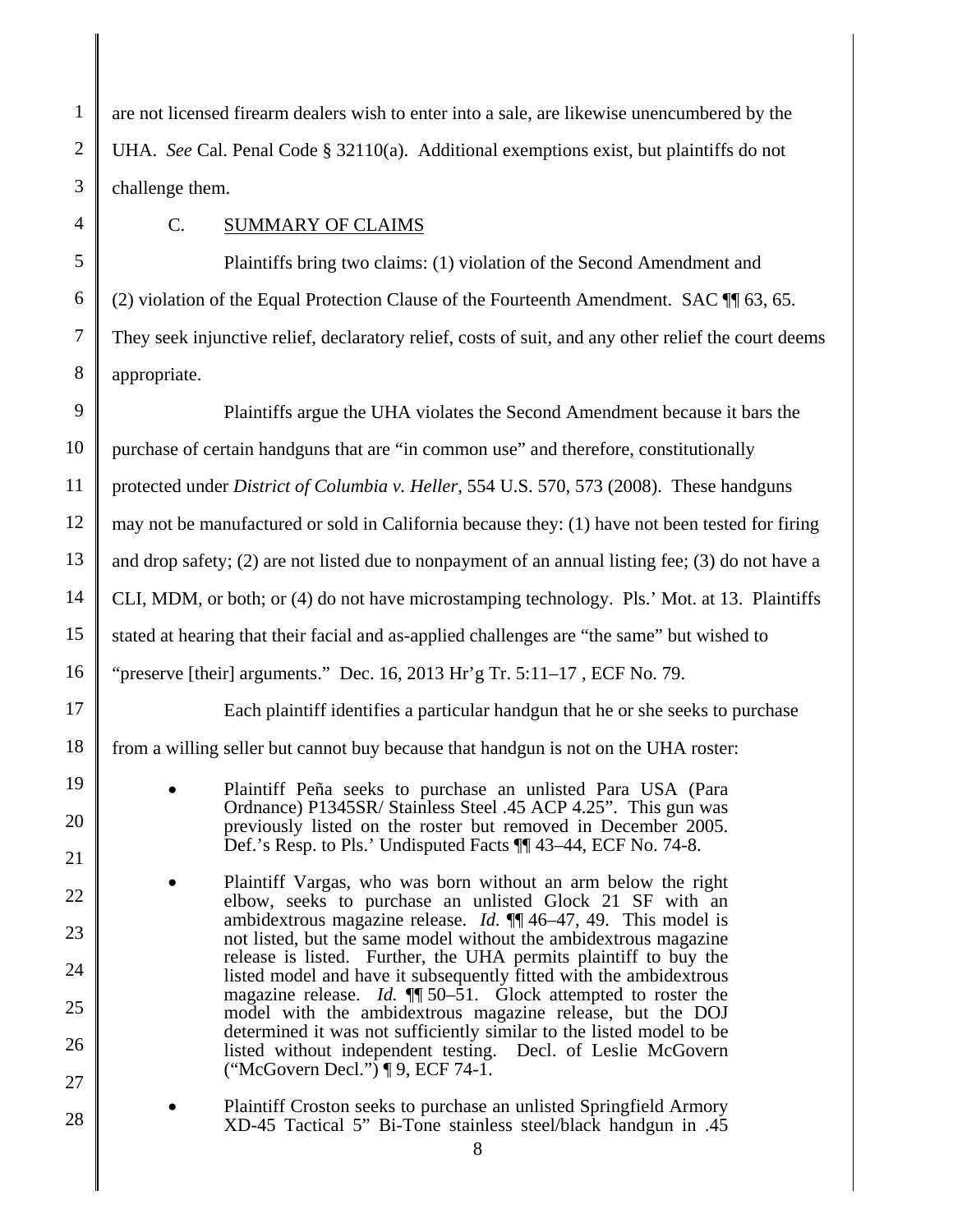are not licensed firearm dealers wish to enter into a sale, are likewise unencumbered by the UHA. *See* Cal. Penal Code § 32110(a). Additional exemptions exist, but plaintiffs do not challenge them.

C. SUMMARY OF CLAIMS

Plaintiffs bring two claims: (1) violation of the Second Amendment and (2) violation of the Equal Protection Clause of the Fourteenth Amendment. SAC ¶¶ 63, 65. They seek injunctive relief, declaratory relief, costs of suit, and any other relief the court deems appropriate.

Plaintiffs argue the UHA violates the Second Amendment because it bars the purchase of certain handguns that are "in common use" and therefore, constitutionally protected under *District of Columbia v. Heller*, 554 U.S. 570, 573 (2008). These handguns may not be manufactured or sold in California because they: (1) have not been tested for firing and drop safety; (2) are not listed due to nonpayment of an annual listing fee; (3) do not have a CLI, MDM, or both; or (4) do not have microstamping technology. Pls.' Mot. at 13. Plaintiffs stated at hearing that their facial and as-applied challenges are "the same" but wished to "preserve [their] arguments." Dec. 16, 2013 Hr'g Tr. 5:11–17 , ECF No. 79.

Each plaintiff identifies a particular handgun that he or she seeks to purchase from a willing seller but cannot buy because that handgun is not on the UHA roster:

- Plaintiff Peña seeks to purchase an unlisted Para USA (Para Ordnance) P1345SR/ Stainless Steel .45 ACP 4.25". This gun was previously listed on the roster but removed in December 2005. Def.'s Resp. to Pls.' Undisputed Facts ¶¶ 43–44, ECF No. 74-8.
- Plaintiff Vargas, who was born without an arm below the right elbow, seeks to purchase an unlisted Glock 21 SF with an ambidextrous magazine release. *Id.* ¶¶ 46–47, 49. This model is not listed, but the same model without the ambidextrous magazine release is listed. Further, the UHA permits plaintiff to buy the listed model and have it subsequently fitted with the ambidextrous magazine release. *Id.* ¶¶ 50–51. Glock attempted to roster the model with the ambidextrous magazine release, but the DOJ determined it was not sufficiently similar to the listed model to be listed without independent testing. Decl. of Leslie McGovern ("McGovern Decl.") ¶ 9, ECF 74-1.
- Plaintiff Croston seeks to purchase an unlisted Springfield Armory XD-45 Tactical 5" Bi-Tone stainless steel/black handgun in .45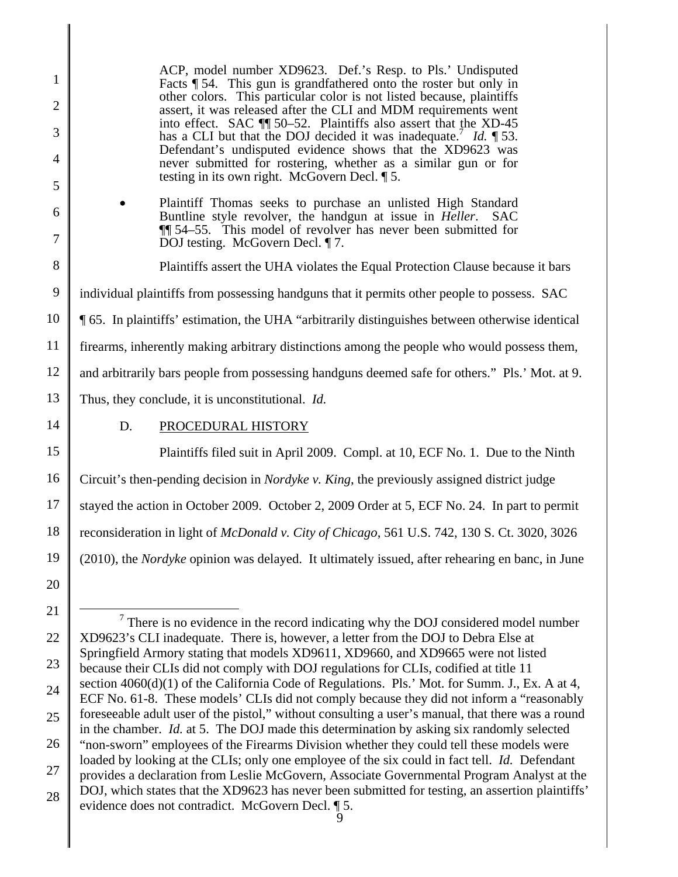ACP, model number XD9623. Def.'s Resp. to Pls.' Undisputed Facts ¶ 54. This gun is grandfathered onto the roster but only in other colors. This particular color is not listed because, plaintiffs assert, it was released after the CLI and MDM requirements went into effect. SAC ¶¶ 50–52. Plaintiffs also assert that the XD-45 has a CLI but that the DOJ decided it was inadequate.[7] *Id.* ¶ 53. Defendant's undisputed evidence shows that the XD9623 was never submitted for rostering, whether as a similar gun or for testing in its own right. McGovern Decl. ¶ 5.

- Plaintiff Thomas seeks to purchase an unlisted High Standard Buntline style revolver, the handgun at issue in *Heller*. SAC ¶¶ 54–55. This model of revolver has never been submitted for DOJ testing. McGovern Decl. ¶ 7.

Plaintiffs assert the UHA violates the Equal Protection Clause because it bars individual plaintiffs from possessing handguns that it permits other people to possess. SAC ¶ 65. In plaintiffs' estimation, the UHA "arbitrarily distinguishes between otherwise identical firearms, inherently making arbitrary distinctions among the people who would possess them, and arbitrarily bars people from possessing handguns deemed safe for others." Pls.' Mot. at 9. Thus, they conclude, it is unconstitutional. *Id.*

D. PROCEDURAL HISTORY

Plaintiffs filed suit in April 2009. Compl. at 10, ECF No. 1. Due to the Ninth Circuit's then-pending decision in *Nordyke v. King*, the previously assigned district judge stayed the action in October 2009. October 2, 2009 Order at 5, ECF No. 24. In part to permit reconsideration in light of *McDonald v. City of Chicago*, 561 U.S. 742, 130 S. Ct. 3020, 3026 (2010), the *Nordyke* opinion was delayed. It ultimately issued, after rehearing en banc, in June

---

[7] There is no evidence in the record indicating why the DOJ considered model number XD9623's CLI inadequate. There is, however, a letter from the DOJ to Debra Else at Springfield Armory stating that models XD9611, XD9660, and XD9665 were not listed because their CLIs did not comply with DOJ regulations for CLIs, codified at title 11 section 4060(d)(1) of the California Code of Regulations. Pls.' Mot. for Summ. J., Ex. A at 4, ECF No. 61-8. These models' CLIs did not comply because they did not inform a "reasonably foreseeable adult user of the pistol," without consulting a user's manual, that there was a round in the chamber. *Id.* at 5. The DOJ made this determination by asking six randomly selected "non-sworn" employees of the Firearms Division whether they could tell these models were loaded by looking at the CLIs; only one employee of the six could in fact tell. *Id.* Defendant provides a declaration from Leslie McGovern, Associate Governmental Program Analyst at the DOJ, which states that the XD9623 has never been submitted for testing, an assertion plaintiffs' evidence does not contradict. McGovern Decl. ¶ 5.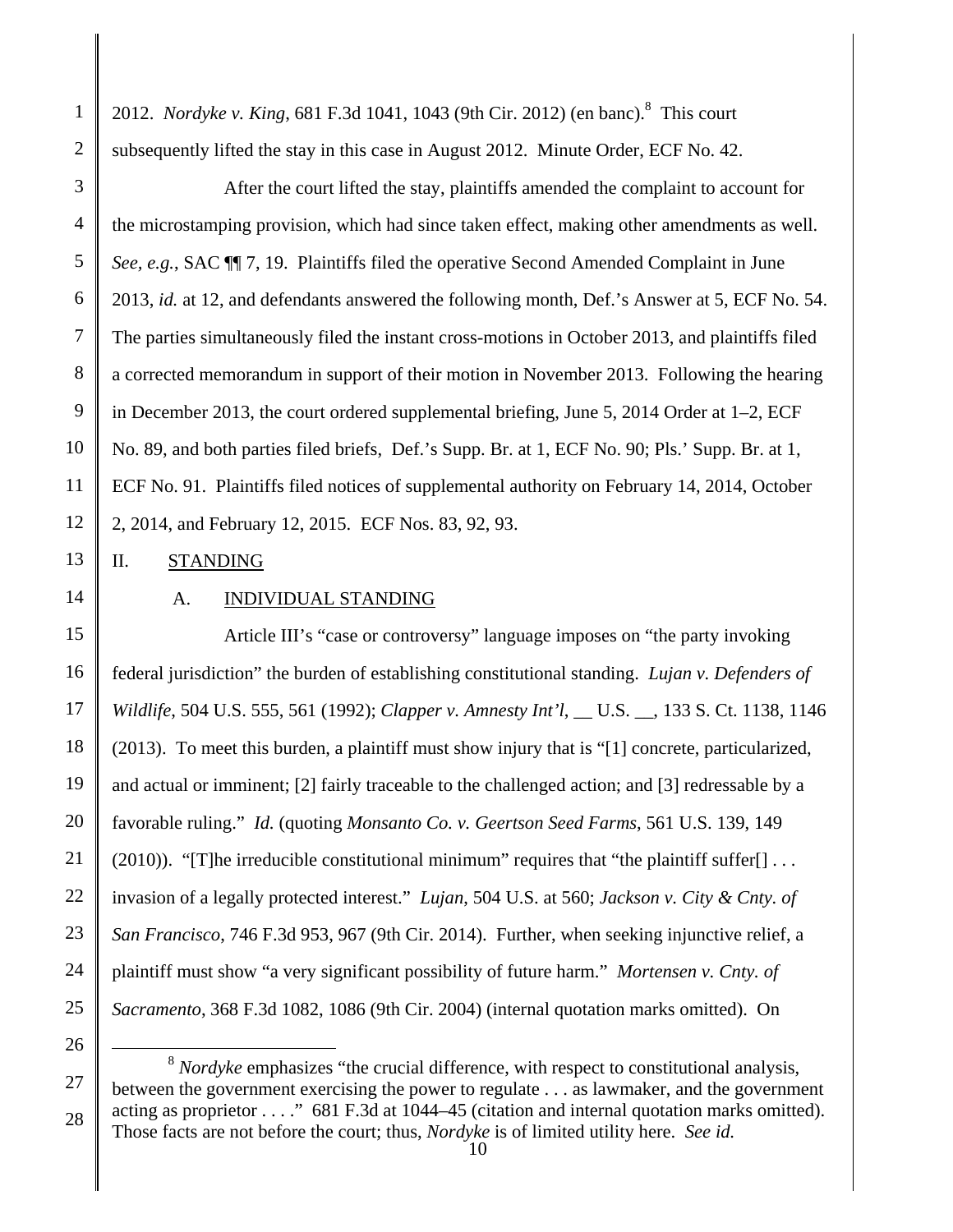2012. *Nordyke v. King*, 681 F.3d 1041, 1043 (9th Cir. 2012) (en banc).[8] This court subsequently lifted the stay in this case in August 2012. Minute Order, ECF No. 42.

After the court lifted the stay, plaintiffs amended the complaint to account for the microstamping provision, which had since taken effect, making other amendments as well. *See, e.g.*, SAC ¶¶ 7, 19. Plaintiffs filed the operative Second Amended Complaint in June 2013, *id.* at 12, and defendants answered the following month, Def.'s Answer at 5, ECF No. 54. The parties simultaneously filed the instant cross-motions in October 2013, and plaintiffs filed a corrected memorandum in support of their motion in November 2013. Following the hearing in December 2013, the court ordered supplemental briefing, June 5, 2014 Order at 1–2, ECF No. 89, and both parties filed briefs, Def.'s Supp. Br. at 1, ECF No. 90; Pls.' Supp. Br. at 1, ECF No. 91. Plaintiffs filed notices of supplemental authority on February 14, 2014, October 2, 2014, and February 12, 2015. ECF Nos. 83, 92, 93.

## II. STANDING

### A. INDIVIDUAL STANDING

Article III's "case or controversy" language imposes on "the party invoking federal jurisdiction" the burden of establishing constitutional standing. *Lujan v. Defenders of Wildlife*, 504 U.S. 555, 561 (1992); *Clapper v. Amnesty Int'l*, __ U.S. __, 133 S. Ct. 1138, 1146 (2013). To meet this burden, a plaintiff must show injury that is "[1] concrete, particularized, and actual or imminent; [2] fairly traceable to the challenged action; and [3] redressable by a favorable ruling." *Id.* (quoting *Monsanto Co. v. Geertson Seed Farms*, 561 U.S. 139, 149 (2010)). "[T]he irreducible constitutional minimum" requires that "the plaintiff suffer[] . . . invasion of a legally protected interest." *Lujan*, 504 U.S. at 560; *Jackson v. City & Cnty. of San Francisco*, 746 F.3d 953, 967 (9th Cir. 2014). Further, when seeking injunctive relief, a plaintiff must show "a very significant possibility of future harm." *Mortensen v. Cnty. of Sacramento*, 368 F.3d 1082, 1086 (9th Cir. 2004) (internal quotation marks omitted). On

---

[8] *Nordyke* emphasizes "the crucial difference, with respect to constitutional analysis, between the government exercising the power to regulate . . . as lawmaker, and the government acting as proprietor . . . ." 681 F.3d at 1044–45 (citation and internal quotation marks omitted). Those facts are not before the court; thus, *Nordyke* is of limited utility here. *See id.*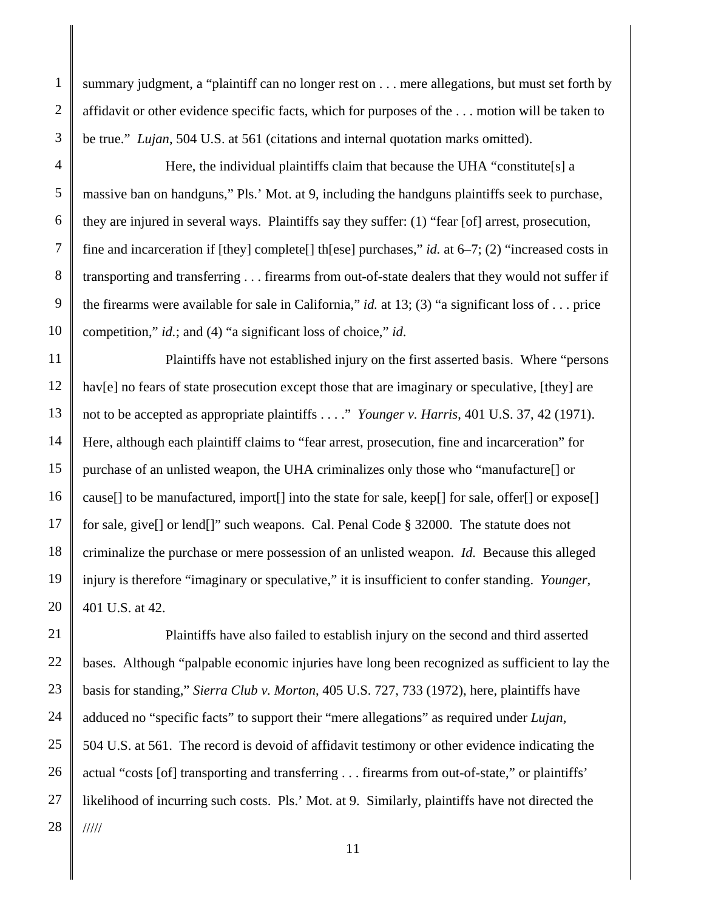summary judgment, a "plaintiff can no longer rest on . . . mere allegations, but must set forth by affidavit or other evidence specific facts, which for purposes of the . . . motion will be taken to be true." *Lujan*, 504 U.S. at 561 (citations and internal quotation marks omitted).

Here, the individual plaintiffs claim that because the UHA "constitute[s] a massive ban on handguns," Pls.' Mot. at 9, including the handguns plaintiffs seek to purchase, they are injured in several ways. Plaintiffs say they suffer: (1) "fear [of] arrest, prosecution, fine and incarceration if [they] complete[] th[ese] purchases," *id.* at 6–7; (2) "increased costs in transporting and transferring . . . firearms from out-of-state dealers that they would not suffer if the firearms were available for sale in California," *id.* at 13; (3) "a significant loss of . . . price competition," *id.*; and (4) "a significant loss of choice," *id*.

Plaintiffs have not established injury on the first asserted basis. Where "persons hav[e] no fears of state prosecution except those that are imaginary or speculative, [they] are not to be accepted as appropriate plaintiffs . . . ." *Younger v. Harris*, 401 U.S. 37, 42 (1971). Here, although each plaintiff claims to "fear arrest, prosecution, fine and incarceration" for purchase of an unlisted weapon, the UHA criminalizes only those who "manufacture[] or cause[] to be manufactured, import[] into the state for sale, keep[] for sale, offer[] or expose[] for sale, give[] or lend[]" such weapons. Cal. Penal Code § 32000. The statute does not criminalize the purchase or mere possession of an unlisted weapon. *Id.* Because this alleged injury is therefore "imaginary or speculative," it is insufficient to confer standing. *Younger*, 401 U.S. at 42.

Plaintiffs have also failed to establish injury on the second and third asserted bases. Although "palpable economic injuries have long been recognized as sufficient to lay the basis for standing," *Sierra Club v. Morton*, 405 U.S. 727, 733 (1972), here, plaintiffs have adduced no "specific facts" to support their "mere allegations" as required under *Lujan*, 504 U.S. at 561. The record is devoid of affidavit testimony or other evidence indicating the actual "costs [of] transporting and transferring . . . firearms from out-of-state," or plaintiffs' likelihood of incurring such costs. Pls.' Mot. at 9. Similarly, plaintiffs have not directed the

/////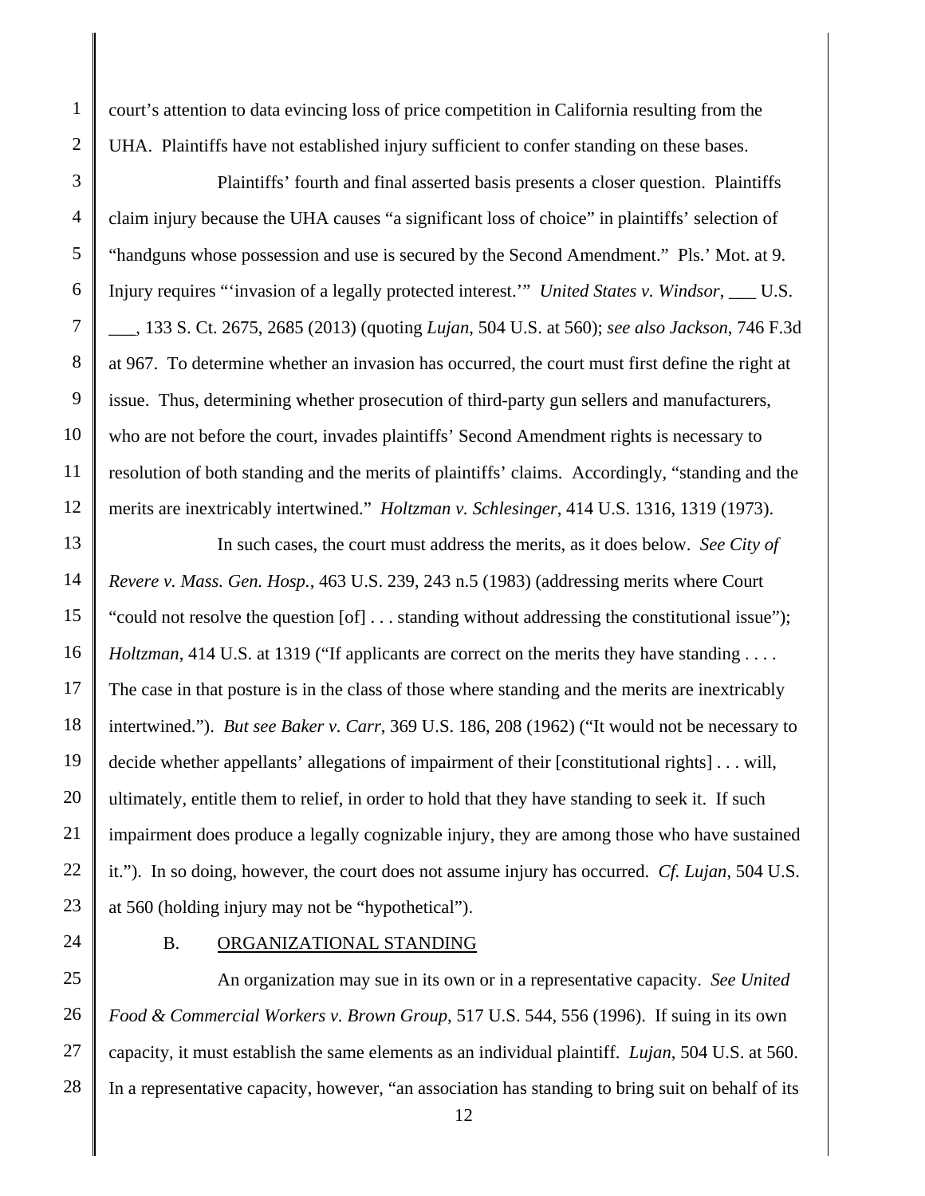court's attention to data evincing loss of price competition in California resulting from the UHA. Plaintiffs have not established injury sufficient to confer standing on these bases.

Plaintiffs' fourth and final asserted basis presents a closer question. Plaintiffs claim injury because the UHA causes "a significant loss of choice" in plaintiffs' selection of "handguns whose possession and use is secured by the Second Amendment." Pls.' Mot. at 9. Injury requires "'invasion of a legally protected interest.'" *United States v. Windsor*, ___ U.S. ___, 133 S. Ct. 2675, 2685 (2013) (quoting *Lujan*, 504 U.S. at 560); *see also Jackson*, 746 F.3d at 967. To determine whether an invasion has occurred, the court must first define the right at issue. Thus, determining whether prosecution of third-party gun sellers and manufacturers, who are not before the court, invades plaintiffs' Second Amendment rights is necessary to resolution of both standing and the merits of plaintiffs' claims. Accordingly, "standing and the merits are inextricably intertwined." *Holtzman v. Schlesinger*, 414 U.S. 1316, 1319 (1973).

In such cases, the court must address the merits, as it does below. *See City of Revere v. Mass. Gen. Hosp.*, 463 U.S. 239, 243 n.5 (1983) (addressing merits where Court "could not resolve the question [of] . . . standing without addressing the constitutional issue"); *Holtzman*, 414 U.S. at 1319 ("If applicants are correct on the merits they have standing . . . . The case in that posture is in the class of those where standing and the merits are inextricably intertwined."). *But see Baker v. Carr*, 369 U.S. 186, 208 (1962) ("It would not be necessary to decide whether appellants' allegations of impairment of their [constitutional rights] . . . will, ultimately, entitle them to relief, in order to hold that they have standing to seek it. If such impairment does produce a legally cognizable injury, they are among those who have sustained it."). In so doing, however, the court does not assume injury has occurred. *Cf. Lujan*, 504 U.S. at 560 (holding injury may not be "hypothetical").

### B. ORGANIZATIONAL STANDING

An organization may sue in its own or in a representative capacity. *See United Food & Commercial Workers v. Brown Group*, 517 U.S. 544, 556 (1996). If suing in its own capacity, it must establish the same elements as an individual plaintiff. *Lujan*, 504 U.S. at 560. In a representative capacity, however, "an association has standing to bring suit on behalf of its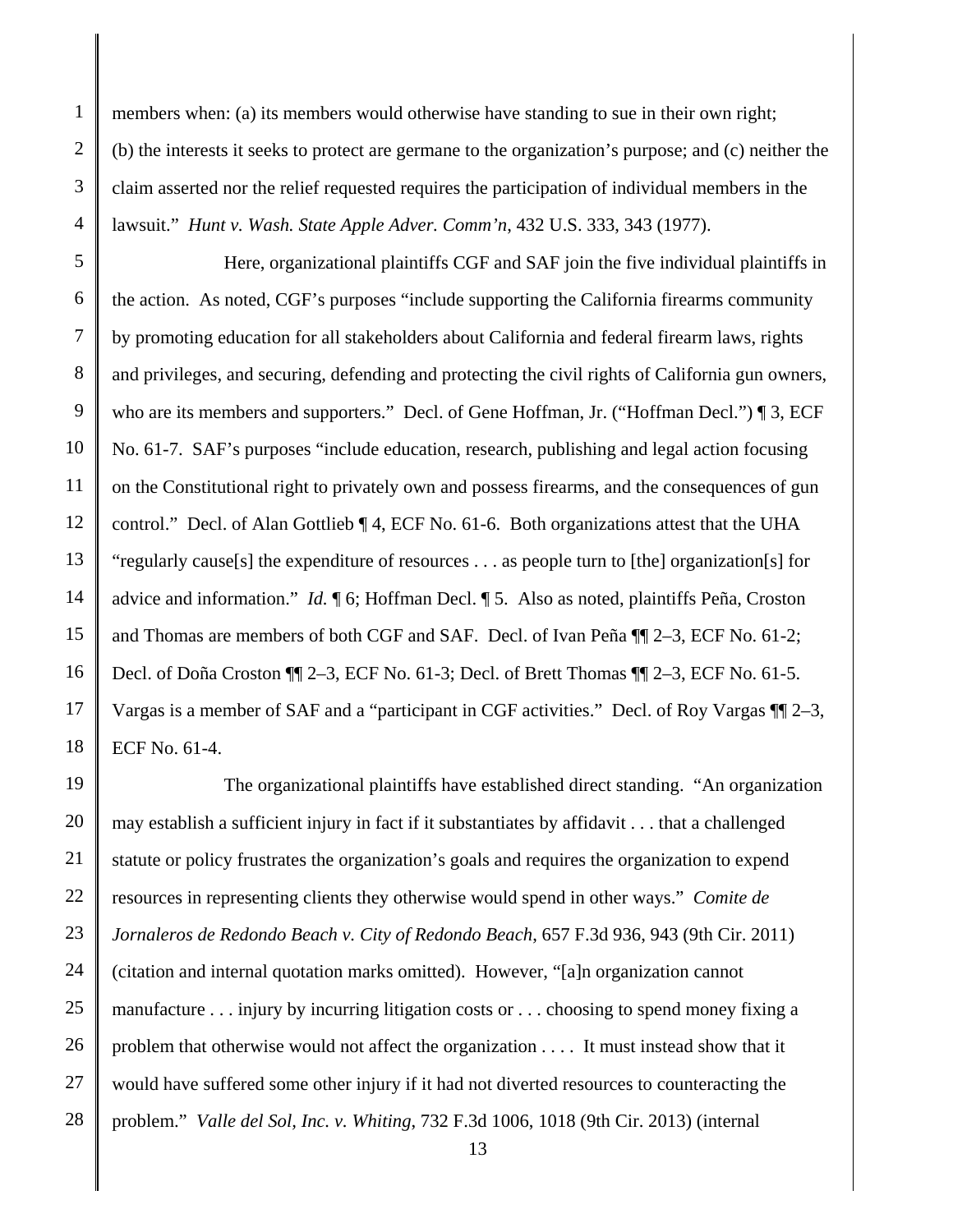members when: (a) its members would otherwise have standing to sue in their own right; (b) the interests it seeks to protect are germane to the organization's purpose; and (c) neither the claim asserted nor the relief requested requires the participation of individual members in the lawsuit." *Hunt v. Wash. State Apple Adver. Comm'n*, 432 U.S. 333, 343 (1977).

Here, organizational plaintiffs CGF and SAF join the five individual plaintiffs in the action. As noted, CGF's purposes "include supporting the California firearms community by promoting education for all stakeholders about California and federal firearm laws, rights and privileges, and securing, defending and protecting the civil rights of California gun owners, who are its members and supporters." Decl. of Gene Hoffman, Jr. ("Hoffman Decl.") ¶ 3, ECF No. 61-7. SAF's purposes "include education, research, publishing and legal action focusing on the Constitutional right to privately own and possess firearms, and the consequences of gun control." Decl. of Alan Gottlieb ¶ 4, ECF No. 61-6. Both organizations attest that the UHA "regularly cause[s] the expenditure of resources . . . as people turn to [the] organization[s] for advice and information." *Id.* ¶ 6; Hoffman Decl. ¶ 5. Also as noted, plaintiffs Peña, Croston and Thomas are members of both CGF and SAF. Decl. of Ivan Peña ¶¶ 2–3, ECF No. 61-2; Decl. of Doña Croston ¶¶ 2–3, ECF No. 61-3; Decl. of Brett Thomas ¶¶ 2–3, ECF No. 61-5. Vargas is a member of SAF and a "participant in CGF activities." Decl. of Roy Vargas ¶¶ 2–3, ECF No. 61-4.

The organizational plaintiffs have established direct standing. "An organization may establish a sufficient injury in fact if it substantiates by affidavit . . . that a challenged statute or policy frustrates the organization's goals and requires the organization to expend resources in representing clients they otherwise would spend in other ways." *Comite de Jornaleros de Redondo Beach v. City of Redondo Beach*, 657 F.3d 936, 943 (9th Cir. 2011) (citation and internal quotation marks omitted). However, "[a]n organization cannot manufacture . . . injury by incurring litigation costs or . . . choosing to spend money fixing a problem that otherwise would not affect the organization . . . . It must instead show that it would have suffered some other injury if it had not diverted resources to counteracting the problem." *Valle del Sol, Inc. v. Whiting*, 732 F.3d 1006, 1018 (9th Cir. 2013) (internal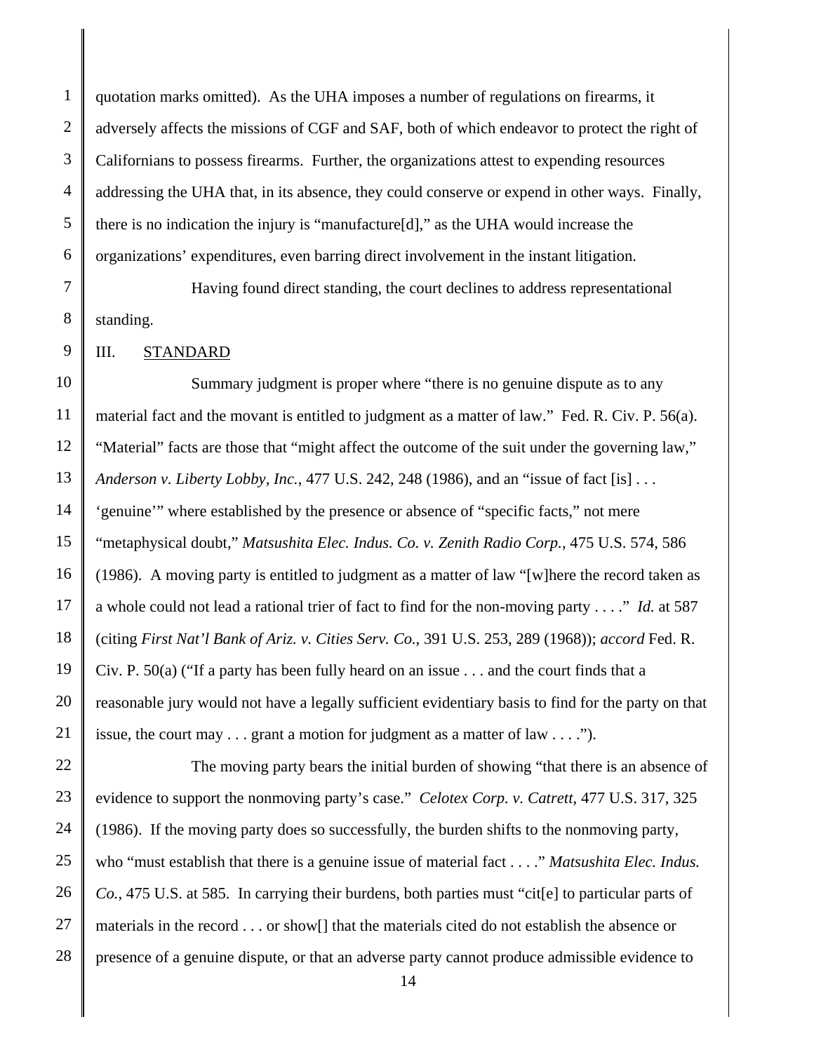quotation marks omitted). As the UHA imposes a number of regulations on firearms, it adversely affects the missions of CGF and SAF, both of which endeavor to protect the right of Californians to possess firearms. Further, the organizations attest to expending resources addressing the UHA that, in its absence, they could conserve or expend in other ways. Finally, there is no indication the injury is "manufacture[d]," as the UHA would increase the organizations' expenditures, even barring direct involvement in the instant litigation.

Having found direct standing, the court declines to address representational standing.

## III. STANDARD

Summary judgment is proper where "there is no genuine dispute as to any material fact and the movant is entitled to judgment as a matter of law." Fed. R. Civ. P. 56(a). "Material" facts are those that "might affect the outcome of the suit under the governing law," *Anderson v. Liberty Lobby, Inc.*, 477 U.S. 242, 248 (1986), and an "issue of fact [is] . . . 'genuine'" where established by the presence or absence of "specific facts," not mere "metaphysical doubt," *Matsushita Elec. Indus. Co. v. Zenith Radio Corp.*, 475 U.S. 574, 586 (1986). A moving party is entitled to judgment as a matter of law "[w]here the record taken as a whole could not lead a rational trier of fact to find for the non-moving party . . . ." *Id.* at 587 (citing *First Nat'l Bank of Ariz. v. Cities Serv. Co.*, 391 U.S. 253, 289 (1968)); *accord* Fed. R. Civ. P. 50(a) ("If a party has been fully heard on an issue . . . and the court finds that a reasonable jury would not have a legally sufficient evidentiary basis to find for the party on that issue, the court may . . . grant a motion for judgment as a matter of law . . . .").

The moving party bears the initial burden of showing "that there is an absence of evidence to support the nonmoving party's case." *Celotex Corp. v. Catrett*, 477 U.S. 317, 325 (1986). If the moving party does so successfully, the burden shifts to the nonmoving party, who "must establish that there is a genuine issue of material fact . . . ." *Matsushita Elec. Indus. Co.*, 475 U.S. at 585. In carrying their burdens, both parties must "cit[e] to particular parts of materials in the record . . . or show[] that the materials cited do not establish the absence or presence of a genuine dispute, or that an adverse party cannot produce admissible evidence to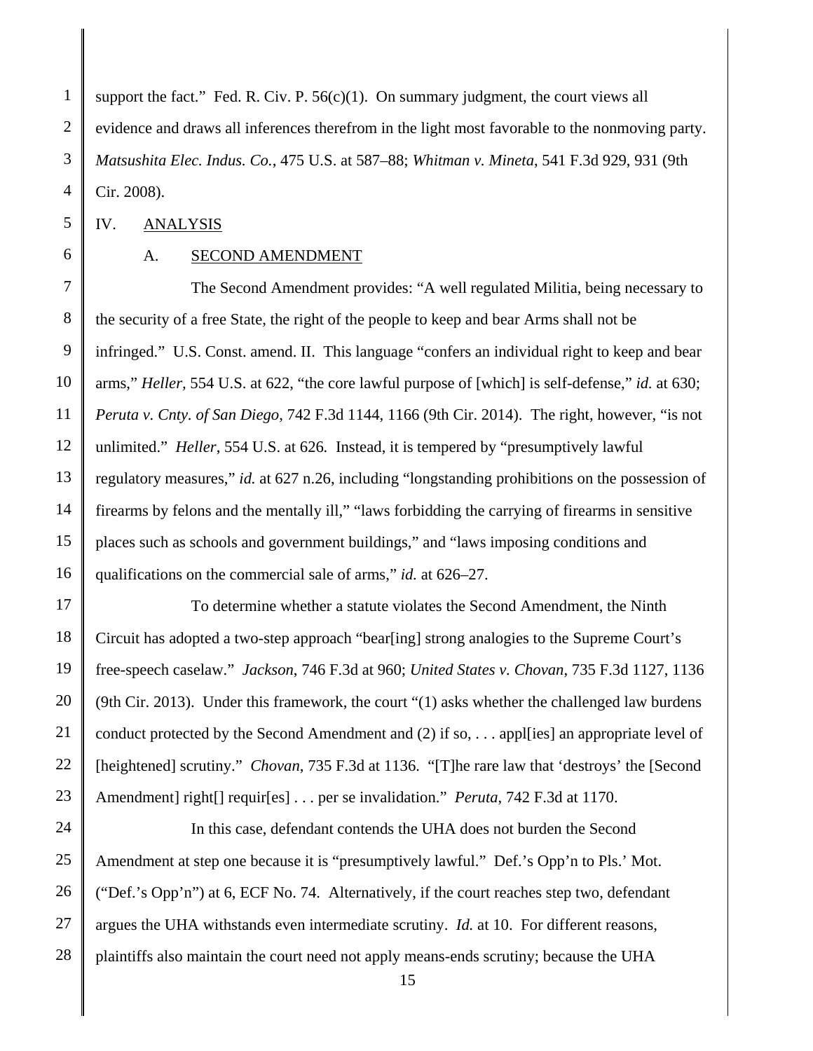support the fact." Fed. R. Civ. P. 56(c)(1). On summary judgment, the court views all evidence and draws all inferences therefrom in the light most favorable to the nonmoving party. *Matsushita Elec. Indus. Co.*, 475 U.S. at 587–88; *Whitman v. Mineta*, 541 F.3d 929, 931 (9th Cir. 2008).

## IV. ANALYSIS

### A. SECOND AMENDMENT

The Second Amendment provides: "A well regulated Militia, being necessary to the security of a free State, the right of the people to keep and bear Arms shall not be infringed." U.S. Const. amend. II. This language "confers an individual right to keep and bear arms," *Heller*, 554 U.S. at 622, "the core lawful purpose of [which] is self-defense," *id.* at 630; *Peruta v. Cnty. of San Diego*, 742 F.3d 1144, 1166 (9th Cir. 2014). The right, however, "is not unlimited." *Heller*, 554 U.S. at 626. Instead, it is tempered by "presumptively lawful regulatory measures," *id.* at 627 n.26, including "longstanding prohibitions on the possession of firearms by felons and the mentally ill," "laws forbidding the carrying of firearms in sensitive places such as schools and government buildings," and "laws imposing conditions and qualifications on the commercial sale of arms," *id.* at 626–27.

To determine whether a statute violates the Second Amendment, the Ninth Circuit has adopted a two-step approach "bear[ing] strong analogies to the Supreme Court's free-speech caselaw." *Jackson*, 746 F.3d at 960; *United States v. Chovan*, 735 F.3d 1127, 1136 (9th Cir. 2013). Under this framework, the court "(1) asks whether the challenged law burdens conduct protected by the Second Amendment and (2) if so, . . . appl[ies] an appropriate level of [heightened] scrutiny." *Chovan*, 735 F.3d at 1136. "[T]he rare law that 'destroys' the [Second Amendment] right[] requir[es] . . . per se invalidation." *Peruta*, 742 F.3d at 1170.

In this case, defendant contends the UHA does not burden the Second Amendment at step one because it is "presumptively lawful." Def.'s Opp'n to Pls.' Mot. ("Def.'s Opp'n") at 6, ECF No. 74. Alternatively, if the court reaches step two, defendant argues the UHA withstands even intermediate scrutiny. *Id.* at 10. For different reasons, plaintiffs also maintain the court need not apply means-ends scrutiny; because the UHA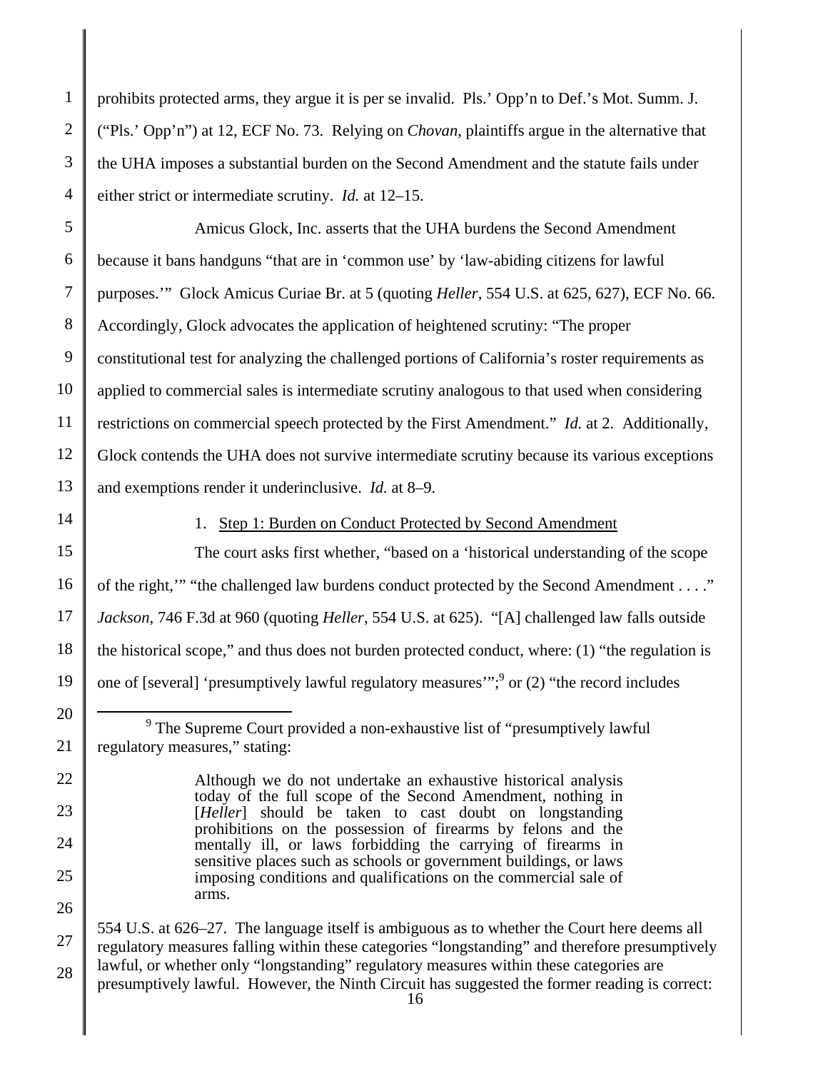prohibits protected arms, they argue it is per se invalid. Pls.' Opp'n to Def.'s Mot. Summ. J. ("Pls.' Opp'n") at 12, ECF No. 73. Relying on *Chovan*, plaintiffs argue in the alternative that the UHA imposes a substantial burden on the Second Amendment and the statute fails under either strict or intermediate scrutiny. *Id.* at 12–15.

Amicus Glock, Inc. asserts that the UHA burdens the Second Amendment because it bans handguns "that are in 'common use' by 'law-abiding citizens for lawful purposes.'" Glock Amicus Curiae Br. at 5 (quoting *Heller*, 554 U.S. at 625, 627), ECF No. 66. Accordingly, Glock advocates the application of heightened scrutiny: "The proper constitutional test for analyzing the challenged portions of California's roster requirements as applied to commercial sales is intermediate scrutiny analogous to that used when considering restrictions on commercial speech protected by the First Amendment." *Id.* at 2. Additionally, Glock contends the UHA does not survive intermediate scrutiny because its various exceptions and exemptions render it underinclusive. *Id.* at 8–9.

1. Step 1: Burden on Conduct Protected by Second Amendment

The court asks first whether, "based on a 'historical understanding of the scope of the right,'" "the challenged law burdens conduct protected by the Second Amendment . . . ." *Jackson*, 746 F.3d at 960 (quoting *Heller*, 554 U.S. at 625). "[A] challenged law falls outside the historical scope," and thus does not burden protected conduct, where: (1) "the regulation is one of [several] 'presumptively lawful regulatory measures'";[9] or (2) "the record includes

---

[9] The Supreme Court provided a non-exhaustive list of "presumptively lawful regulatory measures," stating:

> Although we do not undertake an exhaustive historical analysis today of the full scope of the Second Amendment, nothing in [*Heller*] should be taken to cast doubt on longstanding prohibitions on the possession of firearms by felons and the mentally ill, or laws forbidding the carrying of firearms in sensitive places such as schools or government buildings, or laws imposing conditions and qualifications on the commercial sale of arms.

554 U.S. at 626–27. The language itself is ambiguous as to whether the Court here deems all regulatory measures falling within these categories "longstanding" and therefore presumptively lawful, or whether only "longstanding" regulatory measures within these categories are presumptively lawful. However, the Ninth Circuit has suggested the former reading is correct: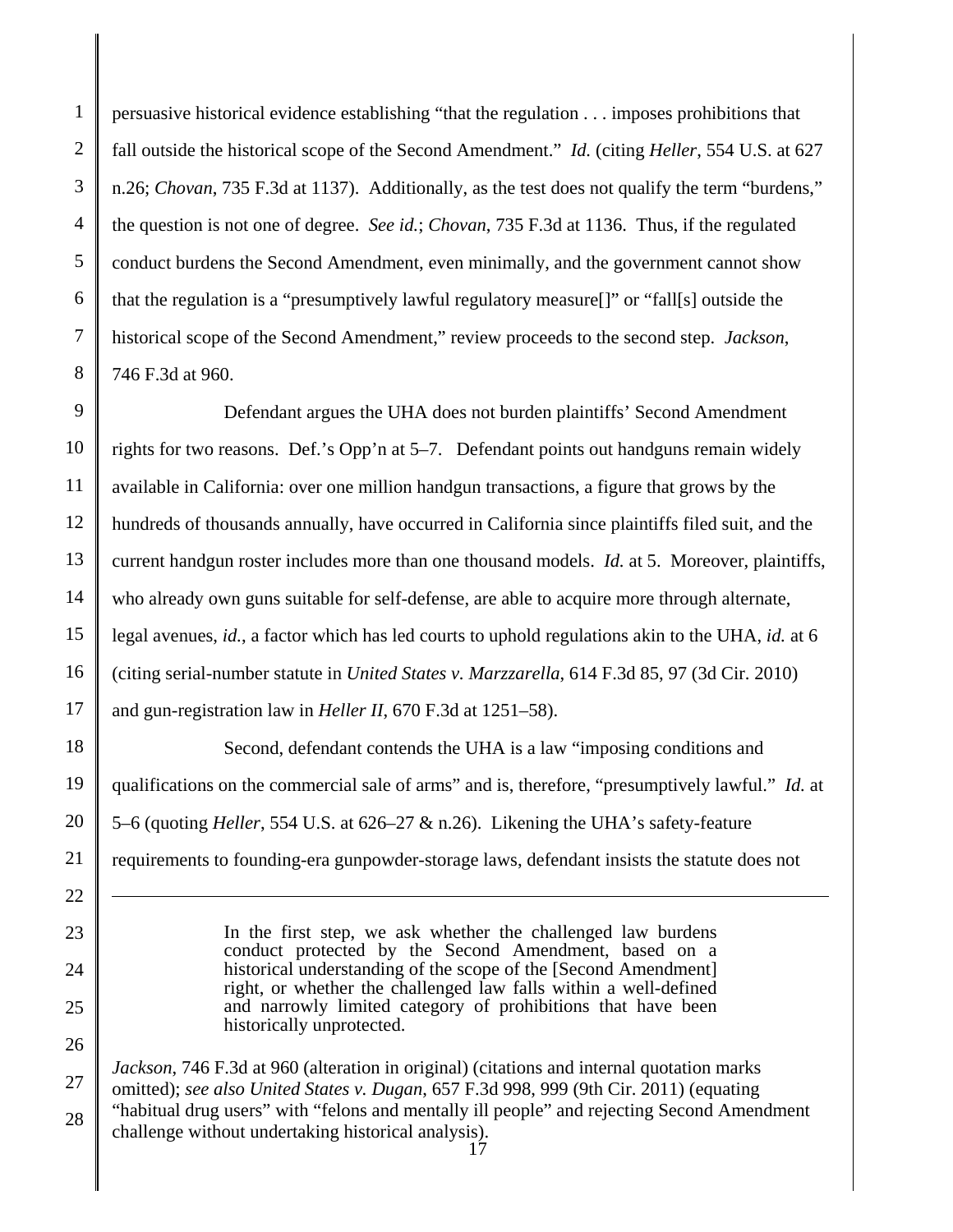persuasive historical evidence establishing "that the regulation . . . imposes prohibitions that fall outside the historical scope of the Second Amendment." *Id.* (citing *Heller*, 554 U.S. at 627 n.26; *Chovan*, 735 F.3d at 1137). Additionally, as the test does not qualify the term "burdens," the question is not one of degree. *See id.*; *Chovan*, 735 F.3d at 1136. Thus, if the regulated conduct burdens the Second Amendment, even minimally, and the government cannot show that the regulation is a "presumptively lawful regulatory measure[]" or "fall[s] outside the historical scope of the Second Amendment," review proceeds to the second step. *Jackson*, 746 F.3d at 960.

Defendant argues the UHA does not burden plaintiffs' Second Amendment rights for two reasons. Def.'s Opp'n at 5–7. Defendant points out handguns remain widely available in California: over one million handgun transactions, a figure that grows by the hundreds of thousands annually, have occurred in California since plaintiffs filed suit, and the current handgun roster includes more than one thousand models. *Id.* at 5. Moreover, plaintiffs, who already own guns suitable for self-defense, are able to acquire more through alternate, legal avenues, *id.*, a factor which has led courts to uphold regulations akin to the UHA, *id.* at 6 (citing serial-number statute in *United States v. Marzzarella*, 614 F.3d 85, 97 (3d Cir. 2010) and gun-registration law in *Heller II*, 670 F.3d at 1251–58).

Second, defendant contends the UHA is a law "imposing conditions and qualifications on the commercial sale of arms" and is, therefore, "presumptively lawful." *Id.* at 5–6 (quoting *Heller*, 554 U.S. at 626–27 & n.26). Likening the UHA's safety-feature requirements to founding-era gunpowder-storage laws, defendant insists the statute does not

---

> In the first step, we ask whether the challenged law burdens conduct protected by the Second Amendment, based on a historical understanding of the scope of the [Second Amendment] right, or whether the challenged law falls within a well-defined and narrowly limited category of prohibitions that have been historically unprotected.

*Jackson*, 746 F.3d at 960 (alteration in original) (citations and internal quotation marks omitted); *see also United States v. Dugan*, 657 F.3d 998, 999 (9th Cir. 2011) (equating "habitual drug users" with "felons and mentally ill people" and rejecting Second Amendment challenge without undertaking historical analysis).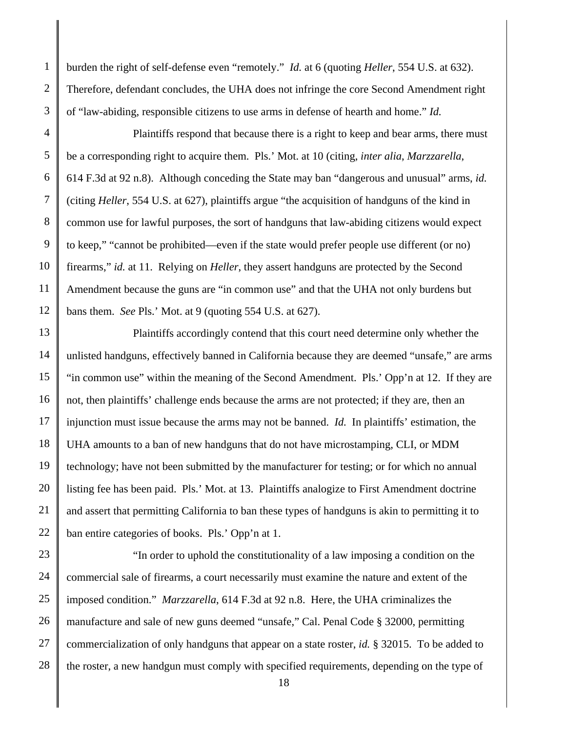burden the right of self-defense even "remotely." *Id.* at 6 (quoting *Heller*, 554 U.S. at 632). Therefore, defendant concludes, the UHA does not infringe the core Second Amendment right of "law-abiding, responsible citizens to use arms in defense of hearth and home." *Id.*

Plaintiffs respond that because there is a right to keep and bear arms, there must be a corresponding right to acquire them. Pls.' Mot. at 10 (citing, *inter alia*, *Marzzarella*, 614 F.3d at 92 n.8). Although conceding the State may ban "dangerous and unusual" arms, *id.* (citing *Heller*, 554 U.S. at 627), plaintiffs argue "the acquisition of handguns of the kind in common use for lawful purposes, the sort of handguns that law-abiding citizens would expect to keep," "cannot be prohibited—even if the state would prefer people use different (or no) firearms," *id.* at 11. Relying on *Heller*, they assert handguns are protected by the Second Amendment because the guns are "in common use" and that the UHA not only burdens but bans them. *See* Pls.' Mot. at 9 (quoting 554 U.S. at 627).

Plaintiffs accordingly contend that this court need determine only whether the unlisted handguns, effectively banned in California because they are deemed "unsafe," are arms "in common use" within the meaning of the Second Amendment. Pls.' Opp'n at 12. If they are not, then plaintiffs' challenge ends because the arms are not protected; if they are, then an injunction must issue because the arms may not be banned. *Id.* In plaintiffs' estimation, the UHA amounts to a ban of new handguns that do not have microstamping, CLI, or MDM technology; have not been submitted by the manufacturer for testing; or for which no annual listing fee has been paid. Pls.' Mot. at 13. Plaintiffs analogize to First Amendment doctrine and assert that permitting California to ban these types of handguns is akin to permitting it to ban entire categories of books. Pls.' Opp'n at 1.

"In order to uphold the constitutionality of a law imposing a condition on the commercial sale of firearms, a court necessarily must examine the nature and extent of the imposed condition." *Marzzarella*, 614 F.3d at 92 n.8. Here, the UHA criminalizes the manufacture and sale of new guns deemed "unsafe," Cal. Penal Code § 32000, permitting commercialization of only handguns that appear on a state roster, *id.* § 32015. To be added to the roster, a new handgun must comply with specified requirements, depending on the type of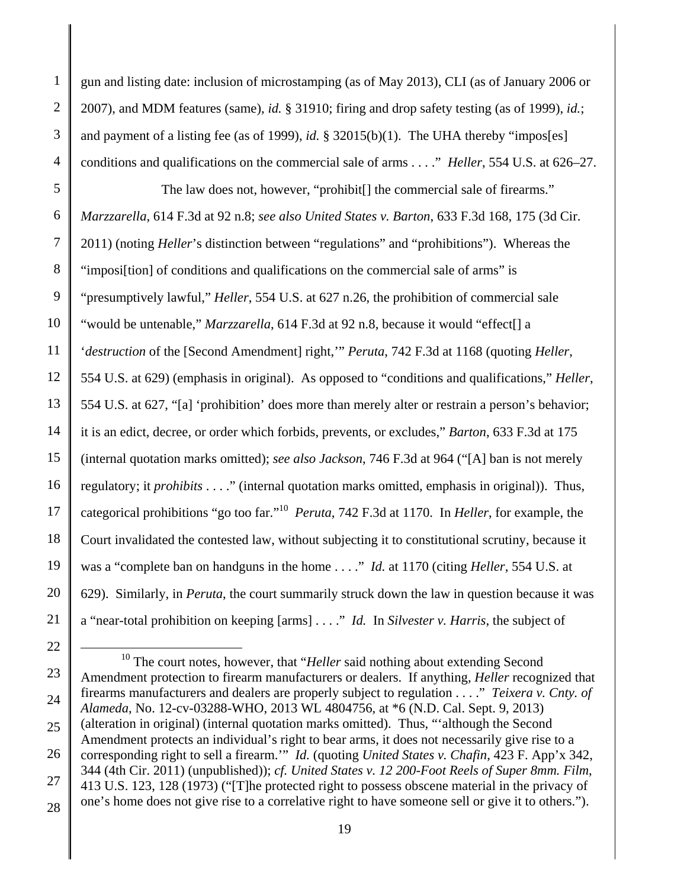gun and listing date: inclusion of microstamping (as of May 2013), CLI (as of January 2006 or 2007), and MDM features (same), *id.* § 31910; firing and drop safety testing (as of 1999), *id.*; and payment of a listing fee (as of 1999), *id.* § 32015(b)(1). The UHA thereby "impos[es] conditions and qualifications on the commercial sale of arms . . . ." *Heller*, 554 U.S. at 626–27.

The law does not, however, "prohibit[] the commercial sale of firearms." *Marzzarella*, 614 F.3d at 92 n.8; *see also United States v. Barton*, 633 F.3d 168, 175 (3d Cir. 2011) (noting *Heller*'s distinction between "regulations" and "prohibitions"). Whereas the "imposi[tion] of conditions and qualifications on the commercial sale of arms" is "presumptively lawful," *Heller*, 554 U.S. at 627 n.26, the prohibition of commercial sale "would be untenable," *Marzzarella*, 614 F.3d at 92 n.8, because it would "effect[] a '*destruction* of the [Second Amendment] right,'" *Peruta*, 742 F.3d at 1168 (quoting *Heller*, 554 U.S. at 629) (emphasis in original). As opposed to "conditions and qualifications," *Heller*, 554 U.S. at 627, "[a] 'prohibition' does more than merely alter or restrain a person's behavior; it is an edict, decree, or order which forbids, prevents, or excludes," *Barton*, 633 F.3d at 175 (internal quotation marks omitted); *see also Jackson*, 746 F.3d at 964 ("[A] ban is not merely regulatory; it *prohibits* . . . ." (internal quotation marks omitted, emphasis in original)). Thus, categorical prohibitions "go too far."[10] *Peruta*, 742 F.3d at 1170. In *Heller*, for example, the Court invalidated the contested law, without subjecting it to constitutional scrutiny, because it was a "complete ban on handguns in the home . . . ." *Id.* at 1170 (citing *Heller*, 554 U.S. at 629). Similarly, in *Peruta*, the court summarily struck down the law in question because it was a "near-total prohibition on keeping [arms] . . . ." *Id.* In *Silvester v. Harris*, the subject of

---

[10] The court notes, however, that "*Heller* said nothing about extending Second Amendment protection to firearm manufacturers or dealers. If anything, *Heller* recognized that firearms manufacturers and dealers are properly subject to regulation . . . ." *Teixera v. Cnty. of Alameda*, No. 12-cv-03288-WHO, 2013 WL 4804756, at *6 (N.D. Cal. Sept. 9, 2013) (alteration in original) (internal quotation marks omitted). Thus, "'although the Second Amendment protects an individual's right to bear arms, it does not necessarily give rise to a corresponding right to sell a firearm.'" *Id.* (quoting *United States v. Chafin*, 423 F. App'x 342, 344 (4th Cir. 2011) (unpublished)); *cf. United States v. 12 200-Foot Reels of Super 8mm. Film*, 413 U.S. 123, 128 (1973) ("[T]he protected right to possess obscene material in the privacy of one's home does not give rise to a correlative right to have someone sell or give it to others.").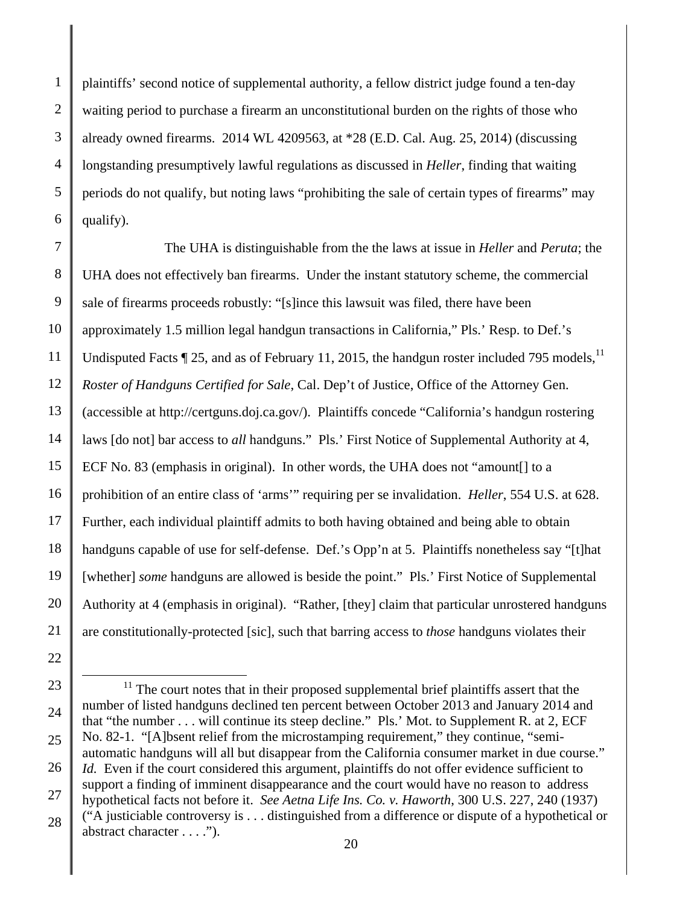plaintiffs' second notice of supplemental authority, a fellow district judge found a ten-day waiting period to purchase a firearm an unconstitutional burden on the rights of those who already owned firearms. 2014 WL 4209563, at *28 (E.D. Cal. Aug. 25, 2014) (discussing longstanding presumptively lawful regulations as discussed in *Heller*, finding that waiting periods do not qualify, but noting laws "prohibiting the sale of certain types of firearms" may qualify).

The UHA is distinguishable from the the laws at issue in *Heller* and *Peruta*; the UHA does not effectively ban firearms. Under the instant statutory scheme, the commercial sale of firearms proceeds robustly: "[s]ince this lawsuit was filed, there have been approximately 1.5 million legal handgun transactions in California," Pls.' Resp. to Def.'s Undisputed Facts ¶ 25, and as of February 11, 2015, the handgun roster included 795 models,[11] *Roster of Handguns Certified for Sale*, Cal. Dep't of Justice, Office of the Attorney Gen. (accessible at http://certguns.doj.ca.gov/). Plaintiffs concede "California's handgun rostering laws [do not] bar access to *all* handguns." Pls.' First Notice of Supplemental Authority at 4, ECF No. 83 (emphasis in original). In other words, the UHA does not "amount[] to a prohibition of an entire class of 'arms'" requiring per se invalidation. *Heller*, 554 U.S. at 628. Further, each individual plaintiff admits to both having obtained and being able to obtain handguns capable of use for self-defense. Def.'s Opp'n at 5. Plaintiffs nonetheless say "[t]hat [whether] *some* handguns are allowed is beside the point." Pls.' First Notice of Supplemental Authority at 4 (emphasis in original). "Rather, [they] claim that particular unrostered handguns are constitutionally-protected [sic], such that barring access to *those* handguns violates their

---

[11] The court notes that in their proposed supplemental brief plaintiffs assert that the number of listed handguns declined ten percent between October 2013 and January 2014 and that "the number . . . will continue its steep decline." Pls.' Mot. to Supplement R. at 2, ECF No. 82-1. "[A]bsent relief from the microstamping requirement," they continue, "semi-automatic handguns will all but disappear from the California consumer market in due course." *Id.* Even if the court considered this argument, plaintiffs do not offer evidence sufficient to support a finding of imminent disappearance and the court would have no reason to address hypothetical facts not before it. *See Aetna Life Ins. Co. v. Haworth*, 300 U.S. 227, 240 (1937) ("A justiciable controversy is . . . distinguished from a difference or dispute of a hypothetical or abstract character . . . .").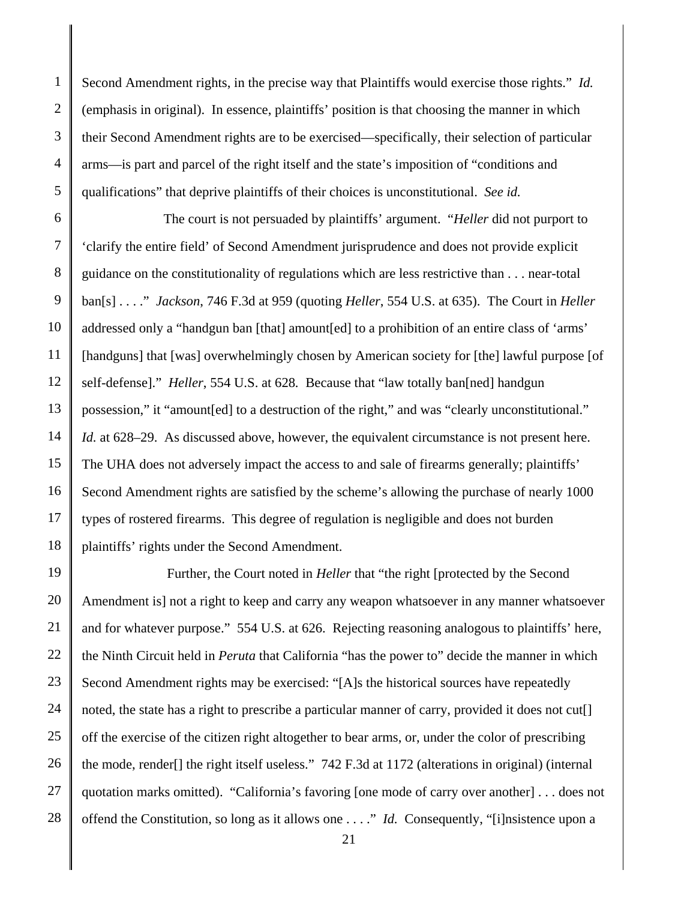Second Amendment rights, in the precise way that Plaintiffs would exercise those rights." *Id.* (emphasis in original). In essence, plaintiffs' position is that choosing the manner in which their Second Amendment rights are to be exercised—specifically, their selection of particular arms—is part and parcel of the right itself and the state's imposition of "conditions and qualifications" that deprive plaintiffs of their choices is unconstitutional. *See id.*

The court is not persuaded by plaintiffs' argument. "*Heller* did not purport to 'clarify the entire field' of Second Amendment jurisprudence and does not provide explicit guidance on the constitutionality of regulations which are less restrictive than . . . near-total ban[s] . . . ." *Jackson*, 746 F.3d at 959 (quoting *Heller*, 554 U.S. at 635). The Court in *Heller* addressed only a "handgun ban [that] amount[ed] to a prohibition of an entire class of 'arms' [handguns] that [was] overwhelmingly chosen by American society for [the] lawful purpose [of self-defense]." *Heller*, 554 U.S. at 628. Because that "law totally ban[ned] handgun possession," it "amount[ed] to a destruction of the right," and was "clearly unconstitutional." *Id.* at 628–29. As discussed above, however, the equivalent circumstance is not present here. The UHA does not adversely impact the access to and sale of firearms generally; plaintiffs' Second Amendment rights are satisfied by the scheme's allowing the purchase of nearly 1000 types of rostered firearms. This degree of regulation is negligible and does not burden plaintiffs' rights under the Second Amendment.

Further, the Court noted in *Heller* that "the right [protected by the Second Amendment is] not a right to keep and carry any weapon whatsoever in any manner whatsoever and for whatever purpose." 554 U.S. at 626. Rejecting reasoning analogous to plaintiffs' here, the Ninth Circuit held in *Peruta* that California "has the power to" decide the manner in which Second Amendment rights may be exercised: "[A]s the historical sources have repeatedly noted, the state has a right to prescribe a particular manner of carry, provided it does not cut[] off the exercise of the citizen right altogether to bear arms, or, under the color of prescribing the mode, render[] the right itself useless." 742 F.3d at 1172 (alterations in original) (internal quotation marks omitted). "California's favoring [one mode of carry over another] . . . does not offend the Constitution, so long as it allows one . . . ." *Id.* Consequently, "[i]nsistence upon a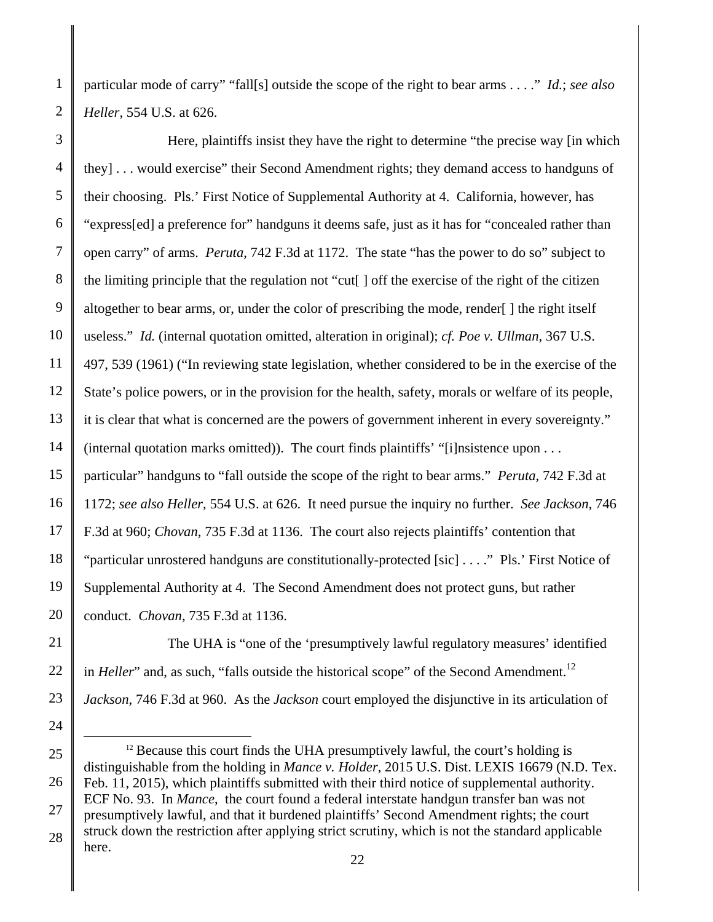particular mode of carry" "fall[s] outside the scope of the right to bear arms . . . ." *Id.*; *see also Heller*, 554 U.S. at 626.

Here, plaintiffs insist they have the right to determine "the precise way [in which they] . . . would exercise" their Second Amendment rights; they demand access to handguns of their choosing. Pls.' First Notice of Supplemental Authority at 4. California, however, has "express[ed] a preference for" handguns it deems safe, just as it has for "concealed rather than open carry" of arms. *Peruta*, 742 F.3d at 1172. The state "has the power to do so" subject to the limiting principle that the regulation not "cut[ ] off the exercise of the right of the citizen altogether to bear arms, or, under the color of prescribing the mode, render[ ] the right itself useless." *Id.* (internal quotation omitted, alteration in original); *cf. Poe v. Ullman*, 367 U.S. 497, 539 (1961) ("In reviewing state legislation, whether considered to be in the exercise of the State's police powers, or in the provision for the health, safety, morals or welfare of its people, it is clear that what is concerned are the powers of government inherent in every sovereignty." (internal quotation marks omitted)). The court finds plaintiffs' "[i]nsistence upon . . . particular" handguns to "fall outside the scope of the right to bear arms." *Peruta*, 742 F.3d at 1172; *see also Heller*, 554 U.S. at 626. It need pursue the inquiry no further. *See Jackson*, 746 F.3d at 960; *Chovan*, 735 F.3d at 1136. The court also rejects plaintiffs' contention that "particular unrostered handguns are constitutionally-protected [sic] . . . ." Pls.' First Notice of Supplemental Authority at 4. The Second Amendment does not protect guns, but rather conduct. *Chovan*, 735 F.3d at 1136.

The UHA is "one of the 'presumptively lawful regulatory measures' identified in *Heller*" and, as such, "falls outside the historical scope" of the Second Amendment.[12] *Jackson*, 746 F.3d at 960. As the *Jackson* court employed the disjunctive in its articulation of

[12] Because this court finds the UHA presumptively lawful, the court's holding is distinguishable from the holding in *Mance v. Holder*, 2015 U.S. Dist. LEXIS 16679 (N.D. Tex. Feb. 11, 2015), which plaintiffs submitted with their third notice of supplemental authority. ECF No. 93. In *Mance*, the court found a federal interstate handgun transfer ban was not presumptively lawful, and that it burdened plaintiffs' Second Amendment rights; the court struck down the restriction after applying strict scrutiny, which is not the standard applicable here.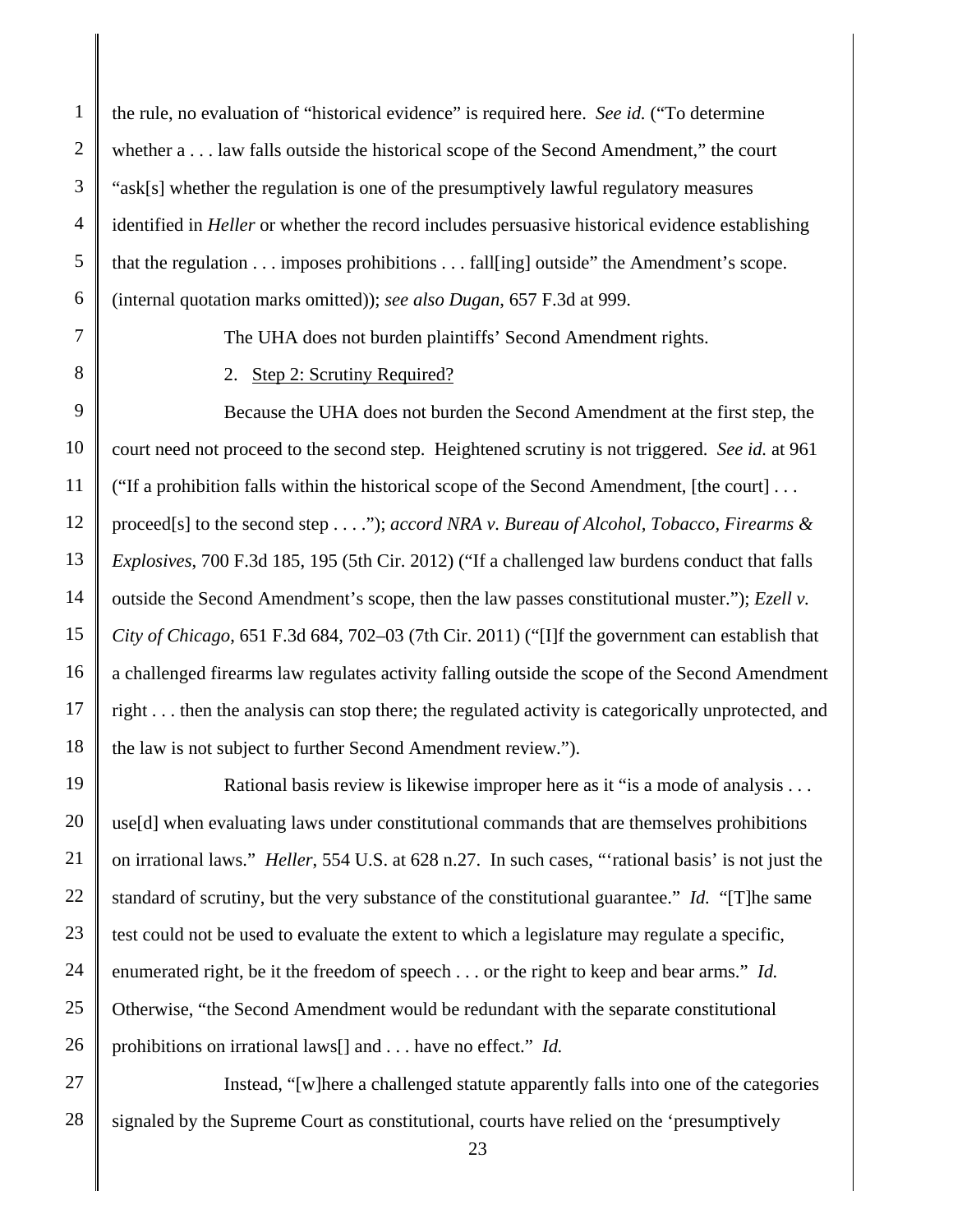the rule, no evaluation of "historical evidence" is required here. *See id.* ("To determine whether a . . . law falls outside the historical scope of the Second Amendment," the court "ask[s] whether the regulation is one of the presumptively lawful regulatory measures identified in *Heller* or whether the record includes persuasive historical evidence establishing that the regulation . . . imposes prohibitions . . . fall[ing] outside" the Amendment's scope. (internal quotation marks omitted)); *see also Dugan*, 657 F.3d at 999.

The UHA does not burden plaintiffs' Second Amendment rights.

2. Step 2: Scrutiny Required?

Because the UHA does not burden the Second Amendment at the first step, the court need not proceed to the second step. Heightened scrutiny is not triggered. *See id.* at 961 ("If a prohibition falls within the historical scope of the Second Amendment, [the court] . . . proceed[s] to the second step . . . ."); *accord NRA v. Bureau of Alcohol, Tobacco, Firearms & Explosives*, 700 F.3d 185, 195 (5th Cir. 2012) ("If a challenged law burdens conduct that falls outside the Second Amendment's scope, then the law passes constitutional muster."); *Ezell v. City of Chicago*, 651 F.3d 684, 702–03 (7th Cir. 2011) ("[I]f the government can establish that a challenged firearms law regulates activity falling outside the scope of the Second Amendment right . . . then the analysis can stop there; the regulated activity is categorically unprotected, and the law is not subject to further Second Amendment review.").

Rational basis review is likewise improper here as it "is a mode of analysis . . . use[d] when evaluating laws under constitutional commands that are themselves prohibitions on irrational laws." *Heller*, 554 U.S. at 628 n.27. In such cases, "'rational basis' is not just the standard of scrutiny, but the very substance of the constitutional guarantee." *Id.* "[T]he same test could not be used to evaluate the extent to which a legislature may regulate a specific, enumerated right, be it the freedom of speech . . . or the right to keep and bear arms." *Id.* Otherwise, "the Second Amendment would be redundant with the separate constitutional prohibitions on irrational laws[] and . . . have no effect." *Id.*

Instead, "[w]here a challenged statute apparently falls into one of the categories signaled by the Supreme Court as constitutional, courts have relied on the 'presumptively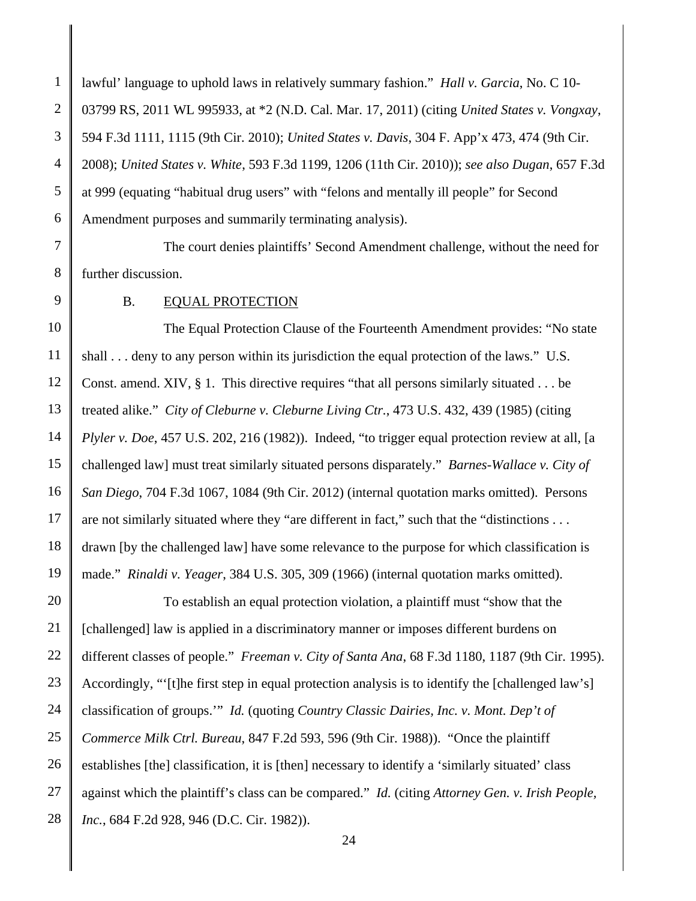lawful' language to uphold laws in relatively summary fashion." *Hall v. Garcia*, No. C 10-03799 RS, 2011 WL 995933, at *2 (N.D. Cal. Mar. 17, 2011) (citing *United States v. Vongxay*, 594 F.3d 1111, 1115 (9th Cir. 2010); *United States v. Davis*, 304 F. App'x 473, 474 (9th Cir. 2008); *United States v. White*, 593 F.3d 1199, 1206 (11th Cir. 2010)); *see also Dugan*, 657 F.3d at 999 (equating "habitual drug users" with "felons and mentally ill people" for Second Amendment purposes and summarily terminating analysis).

The court denies plaintiffs' Second Amendment challenge, without the need for further discussion.

B. EQUAL PROTECTION

The Equal Protection Clause of the Fourteenth Amendment provides: "No state shall . . . deny to any person within its jurisdiction the equal protection of the laws." U.S. Const. amend. XIV, § 1. This directive requires "that all persons similarly situated . . . be treated alike." *City of Cleburne v. Cleburne Living Ctr.*, 473 U.S. 432, 439 (1985) (citing *Plyler v. Doe*, 457 U.S. 202, 216 (1982)). Indeed, "to trigger equal protection review at all, [a challenged law] must treat similarly situated persons disparately." *Barnes-Wallace v. City of San Diego*, 704 F.3d 1067, 1084 (9th Cir. 2012) (internal quotation marks omitted). Persons are not similarly situated where they "are different in fact," such that the "distinctions . . . drawn [by the challenged law] have some relevance to the purpose for which classification is made." *Rinaldi v. Yeager*, 384 U.S. 305, 309 (1966) (internal quotation marks omitted).

To establish an equal protection violation, a plaintiff must "show that the [challenged] law is applied in a discriminatory manner or imposes different burdens on different classes of people." *Freeman v. City of Santa Ana*, 68 F.3d 1180, 1187 (9th Cir. 1995). Accordingly, "'[t]he first step in equal protection analysis is to identify the [challenged law's] classification of groups.'" *Id.* (quoting *Country Classic Dairies, Inc. v. Mont. Dep't of Commerce Milk Ctrl. Bureau*, 847 F.2d 593, 596 (9th Cir. 1988)). "Once the plaintiff establishes [the] classification, it is [then] necessary to identify a 'similarly situated' class against which the plaintiff's class can be compared." *Id.* (citing *Attorney Gen. v. Irish People, Inc.*, 684 F.2d 928, 946 (D.C. Cir. 1982)).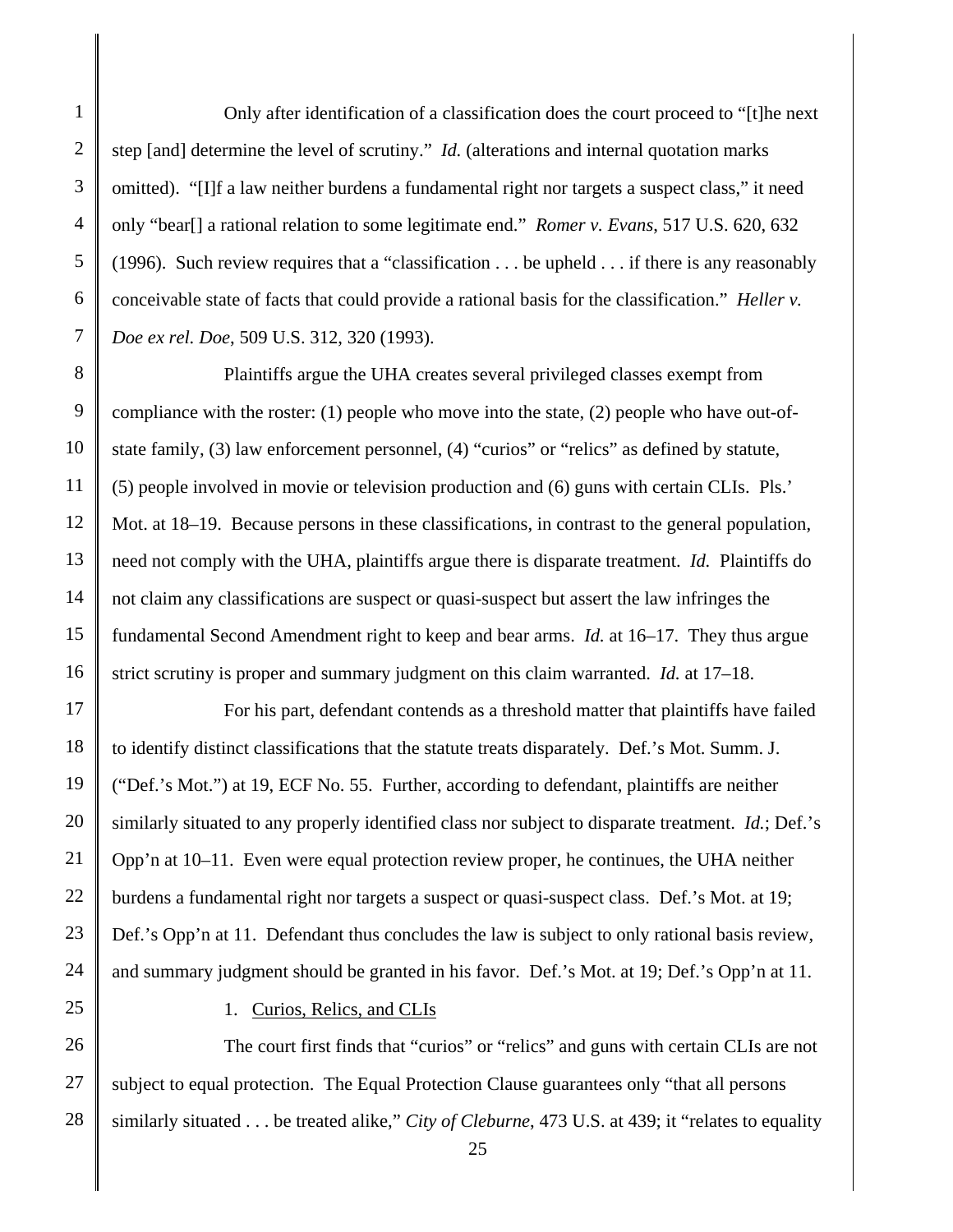Only after identification of a classification does the court proceed to "[t]he next step [and] determine the level of scrutiny." *Id.* (alterations and internal quotation marks omitted). "[I]f a law neither burdens a fundamental right nor targets a suspect class," it need only "bear[] a rational relation to some legitimate end." *Romer v. Evans*, 517 U.S. 620, 632 (1996). Such review requires that a "classification . . . be upheld . . . if there is any reasonably conceivable state of facts that could provide a rational basis for the classification." *Heller v. Doe ex rel. Doe*, 509 U.S. 312, 320 (1993).

Plaintiffs argue the UHA creates several privileged classes exempt from compliance with the roster: (1) people who move into the state, (2) people who have out-of-state family, (3) law enforcement personnel, (4) "curios" or "relics" as defined by statute, (5) people involved in movie or television production and (6) guns with certain CLIs. Pls.' Mot. at 18–19. Because persons in these classifications, in contrast to the general population, need not comply with the UHA, plaintiffs argue there is disparate treatment. *Id.* Plaintiffs do not claim any classifications are suspect or quasi-suspect but assert the law infringes the fundamental Second Amendment right to keep and bear arms. *Id.* at 16–17. They thus argue strict scrutiny is proper and summary judgment on this claim warranted. *Id.* at 17–18.

For his part, defendant contends as a threshold matter that plaintiffs have failed to identify distinct classifications that the statute treats disparately. Def.'s Mot. Summ. J. ("Def.'s Mot.") at 19, ECF No. 55. Further, according to defendant, plaintiffs are neither similarly situated to any properly identified class nor subject to disparate treatment. *Id.*; Def.'s Opp'n at 10–11. Even were equal protection review proper, he continues, the UHA neither burdens a fundamental right nor targets a suspect or quasi-suspect class. Def.'s Mot. at 19; Def.'s Opp'n at 11. Defendant thus concludes the law is subject to only rational basis review, and summary judgment should be granted in his favor. Def.'s Mot. at 19; Def.'s Opp'n at 11.

1. Curios, Relics, and CLIs

The court first finds that "curios" or "relics" and guns with certain CLIs are not subject to equal protection. The Equal Protection Clause guarantees only "that all persons similarly situated . . . be treated alike," *City of Cleburne*, 473 U.S. at 439; it "relates to equality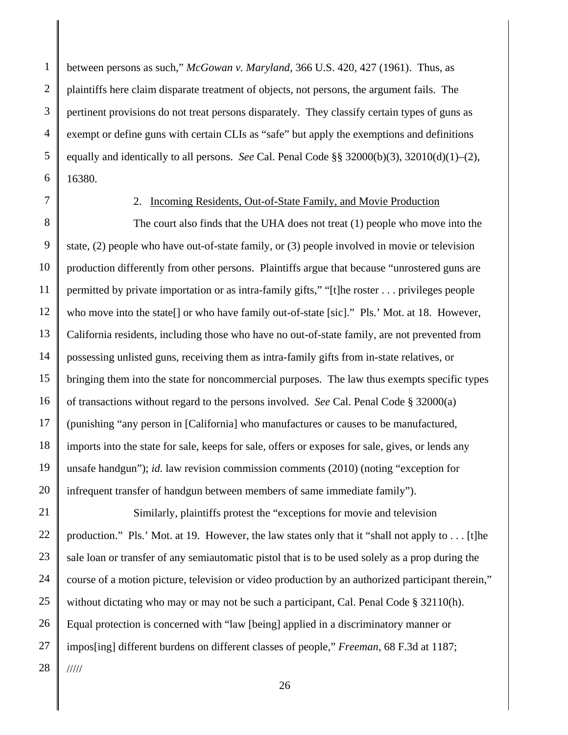between persons as such," *McGowan v. Maryland*, 366 U.S. 420, 427 (1961). Thus, as plaintiffs here claim disparate treatment of objects, not persons, the argument fails. The pertinent provisions do not treat persons disparately. They classify certain types of guns as exempt or define guns with certain CLIs as "safe" but apply the exemptions and definitions equally and identically to all persons. *See* Cal. Penal Code §§ 32000(b)(3), 32010(d)(1)–(2), 16380.

2. Incoming Residents, Out-of-State Family, and Movie Production

The court also finds that the UHA does not treat (1) people who move into the state, (2) people who have out-of-state family, or (3) people involved in movie or television production differently from other persons. Plaintiffs argue that because "unrostered guns are permitted by private importation or as intra-family gifts," "[t]he roster . . . privileges people who move into the state[] or who have family out-of-state [sic]." Pls.' Mot. at 18. However, California residents, including those who have no out-of-state family, are not prevented from possessing unlisted guns, receiving them as intra-family gifts from in-state relatives, or bringing them into the state for noncommercial purposes. The law thus exempts specific types of transactions without regard to the persons involved. *See* Cal. Penal Code § 32000(a) (punishing "any person in [California] who manufactures or causes to be manufactured, imports into the state for sale, keeps for sale, offers or exposes for sale, gives, or lends any unsafe handgun"); *id.* law revision commission comments (2010) (noting "exception for infrequent transfer of handgun between members of same immediate family").

Similarly, plaintiffs protest the "exceptions for movie and television production." Pls.' Mot. at 19. However, the law states only that it "shall not apply to . . . [t]he sale loan or transfer of any semiautomatic pistol that is to be used solely as a prop during the course of a motion picture, television or video production by an authorized participant therein," without dictating who may or may not be such a participant, Cal. Penal Code § 32110(h). Equal protection is concerned with "law [being] applied in a discriminatory manner or impos[ing] different burdens on different classes of people," *Freeman*, 68 F.3d at 1187;

/////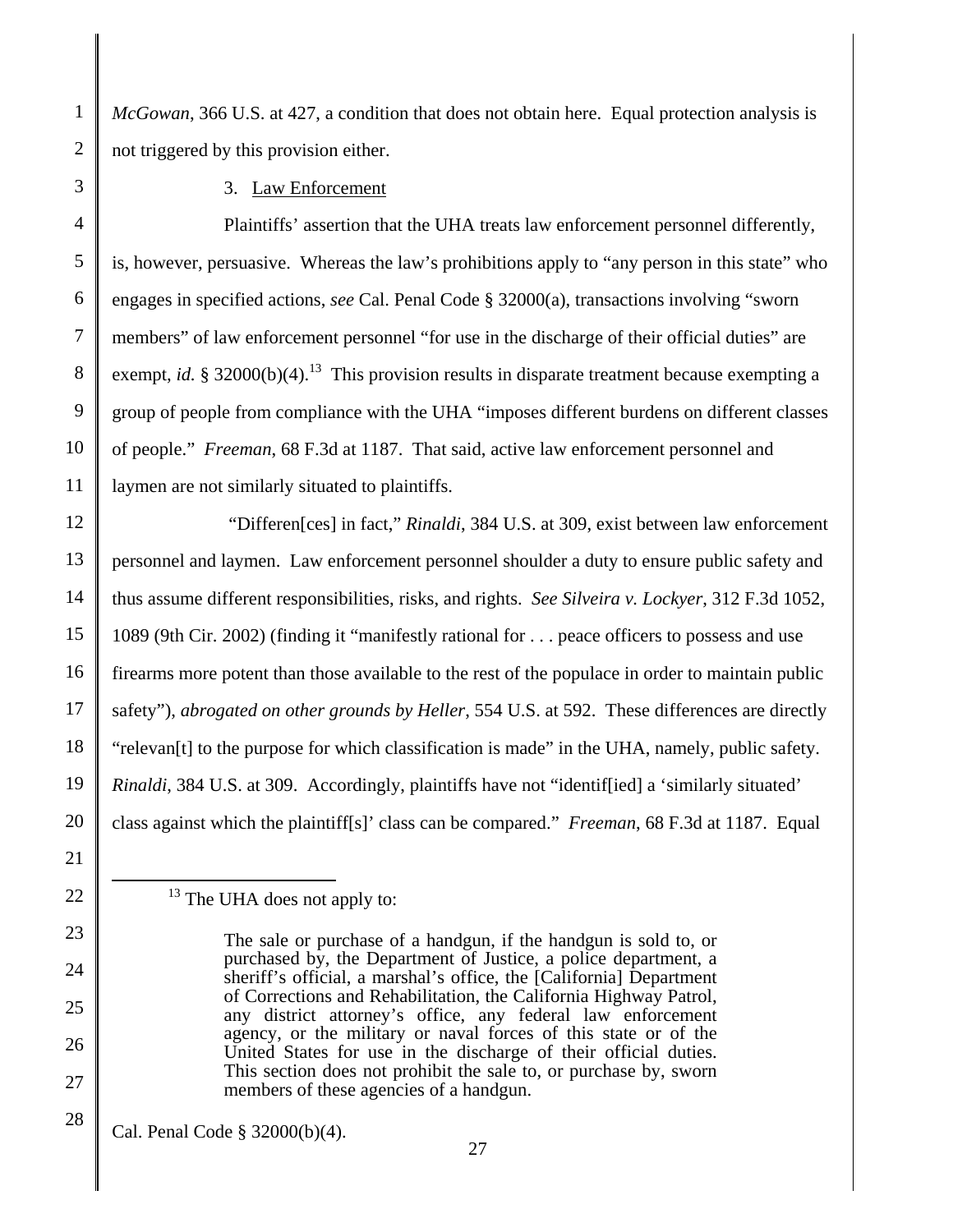*McGowan*, 366 U.S. at 427, a condition that does not obtain here. Equal protection analysis is not triggered by this provision either.

3. Law Enforcement

Plaintiffs' assertion that the UHA treats law enforcement personnel differently, is, however, persuasive. Whereas the law's prohibitions apply to "any person in this state" who engages in specified actions, *see* Cal. Penal Code § 32000(a), transactions involving "sworn members" of law enforcement personnel "for use in the discharge of their official duties" are exempt, *id.* § 32000(b)(4).[13] This provision results in disparate treatment because exempting a group of people from compliance with the UHA "imposes different burdens on different classes of people." *Freeman*, 68 F.3d at 1187. That said, active law enforcement personnel and laymen are not similarly situated to plaintiffs.

"Differen[ces] in fact," *Rinaldi*, 384 U.S. at 309, exist between law enforcement personnel and laymen. Law enforcement personnel shoulder a duty to ensure public safety and thus assume different responsibilities, risks, and rights. *See Silveira v. Lockyer*, 312 F.3d 1052, 1089 (9th Cir. 2002) (finding it "manifestly rational for . . . peace officers to possess and use firearms more potent than those available to the rest of the populace in order to maintain public safety"), *abrogated on other grounds by Heller*, 554 U.S. at 592. These differences are directly "relevan[t] to the purpose for which classification is made" in the UHA, namely, public safety. *Rinaldi*, 384 U.S. at 309. Accordingly, plaintiffs have not "identif[ied] a 'similarly situated' class against which the plaintiff[s]' class can be compared." *Freeman*, 68 F.3d at 1187. Equal

---

[13] The UHA does not apply to:

> The sale or purchase of a handgun, if the handgun is sold to, or purchased by, the Department of Justice, a police department, a sheriff's official, a marshal's office, the [California] Department of Corrections and Rehabilitation, the California Highway Patrol, any district attorney's office, any federal law enforcement agency, or the military or naval forces of this state or of the United States for use in the discharge of their official duties. This section does not prohibit the sale to, or purchase by, sworn members of these agencies of a handgun.

Cal. Penal Code § 32000(b)(4).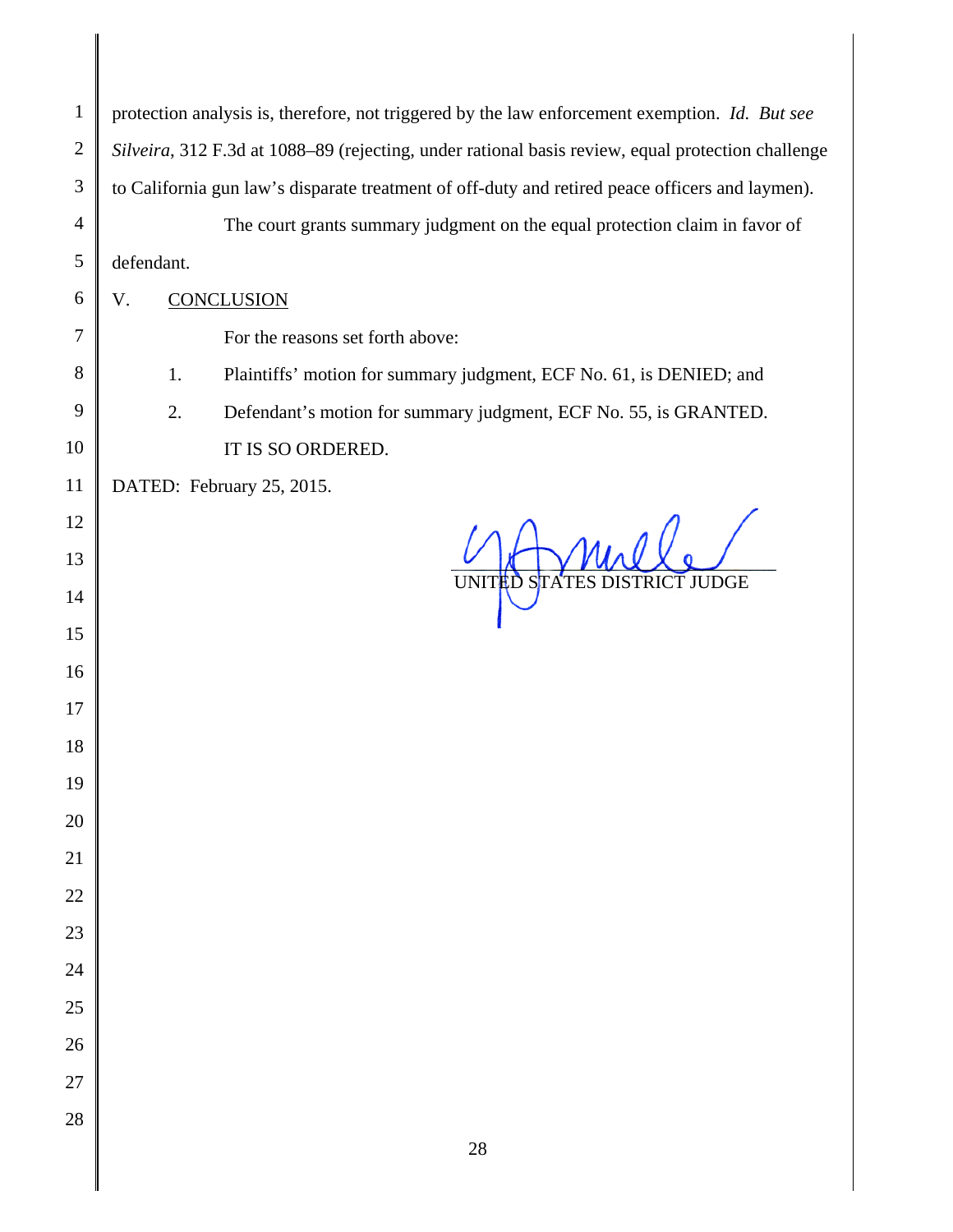protection analysis is, therefore, not triggered by the law enforcement exemption. *Id. But see Silveira*, 312 F.3d at 1088–89 (rejecting, under rational basis review, equal protection challenge to California gun law's disparate treatment of off-duty and retired peace officers and laymen).

The court grants summary judgment on the equal protection claim in favor of defendant.

## V. CONCLUSION

For the reasons set forth above:

1. Plaintiffs' motion for summary judgment, ECF No. 61, is DENIED; and
2. Defendant's motion for summary judgment, ECF No. 55, is GRANTED.

IT IS SO ORDERED.

DATED: February 25, 2015.

UNITED STATES DISTRICT JUDGE